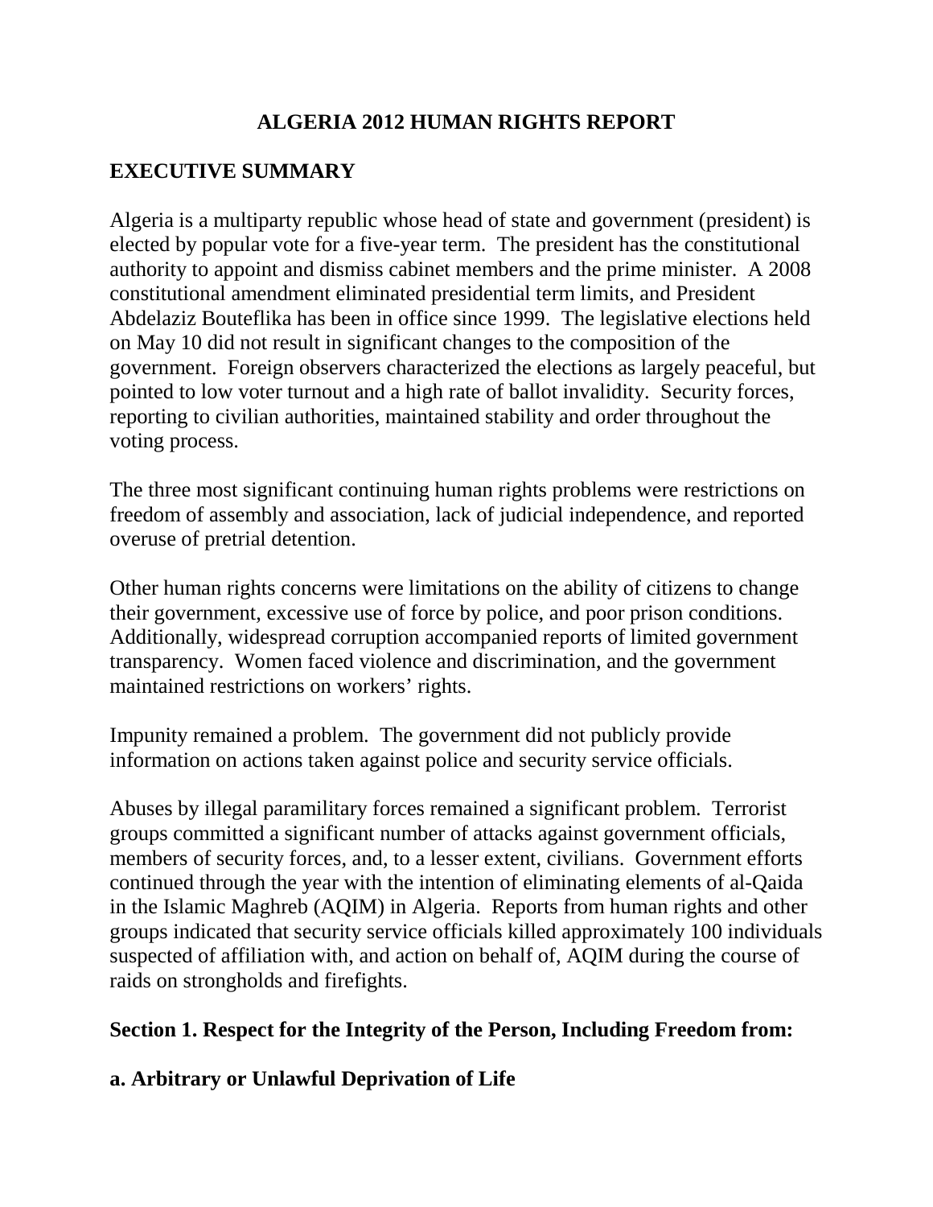# ALGERIA 2012 HUMAN RIGHTS REPORT

## EXECUTIVE SUMMARY

Algeria is a multiparty republic whose head of state and government (president) is elected by popular vote for a five-year term. The president has the constitutional authority to appoint and dismiss cabinet members and the prime minister. A 2008 constitutional amendment eliminated presidential term limits, and President Abdelaziz Bouteflika has been in office since 1999. The legislative elections held on May 10 did not result in significant changes to the composition of the government. Foreign observers characterized the elections as largely peaceful, but pointed to low voter turnout and a high rate of ballot invalidity. Security forces, reporting to civilian authorities, maintained stability and order throughout the voting process.

The three most significant continuing human rights problems were restrictions on freedom of assembly and association, lack of judicial independence, and reported overuse of pretrial detention.

Other human rights concerns were limitations on the ability of citizens to change their government, excessive use of force by police, and poor prison conditions. Additionally, widespread corruption accompanied reports of limited government transparency. Women faced violence and discrimination, and the government maintained restrictions on workers' rights.

Impunity remained a problem. The government did not publicly provide information on actions taken against police and security service officials.

Abuses by illegal paramilitary forces remained a significant problem. Terrorist groups committed a significant number of attacks against government officials, members of security forces, and, to a lesser extent, civilians. Government efforts continued through the year with the intention of eliminating elements of al-Qaida in the Islamic Maghreb (AQIM) in Algeria. Reports from human rights and other groups indicated that security service officials killed approximately 100 individuals suspected of affiliation with, and action on behalf of, AQIM during the course of raids on strongholds and firefights.

## Section 1. Respect for the Integrity of the Person, Including Freedom from:

### a. Arbitrary or Unlawful Deprivation of Life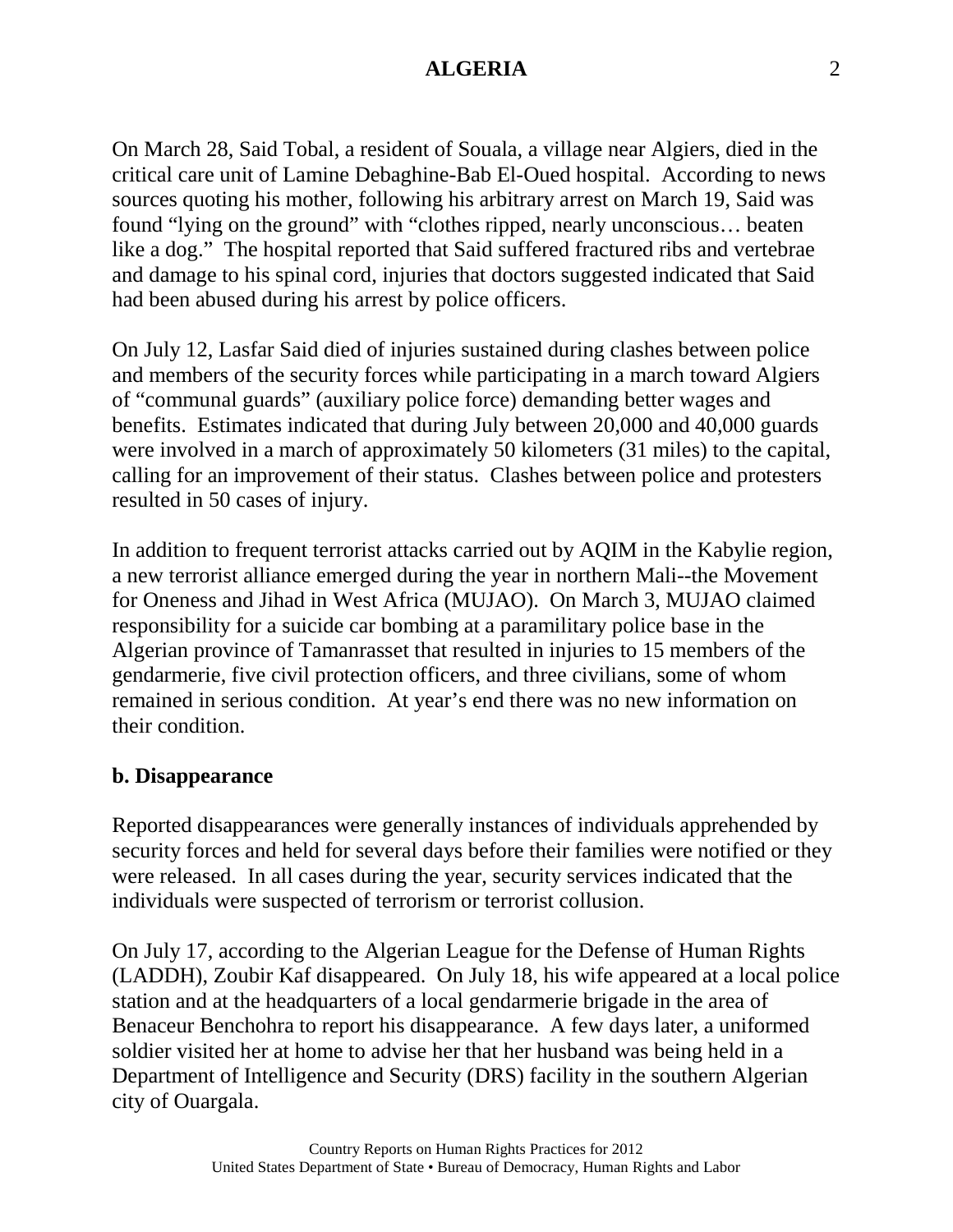On March 28, Said Tobal, a resident of Souala, a village near Algiers, died in the critical care unit of Lamine Debaghine-Bab El-Oued hospital. According to news sources quoting his mother, following his arbitrary arrest on March 19, Said was found "lying on the ground" with "clothes ripped, nearly unconscious… beaten like a dog." The hospital reported that Said suffered fractured ribs and vertebrae and damage to his spinal cord, injuries that doctors suggested indicated that Said had been abused during his arrest by police officers.

On July 12, Lasfar Said died of injuries sustained during clashes between police and members of the security forces while participating in a march toward Algiers of "communal guards" (auxiliary police force) demanding better wages and benefits. Estimates indicated that during July between 20,000 and 40,000 guards were involved in a march of approximately 50 kilometers (31 miles) to the capital, calling for an improvement of their status. Clashes between police and protesters resulted in 50 cases of injury.

In addition to frequent terrorist attacks carried out by AQIM in the Kabylie region, a new terrorist alliance emerged during the year in northern Mali--the Movement for Oneness and Jihad in West Africa (MUJAO). On March 3, MUJAO claimed responsibility for a suicide car bombing at a paramilitary police base in the Algerian province of Tamanrasset that resulted in injuries to 15 members of the gendarmerie, five civil protection officers, and three civilians, some of whom remained in serious condition. At year's end there was no new information on their condition.

**b. Disappearance**

Reported disappearances were generally instances of individuals apprehended by security forces and held for several days before their families were notified or they were released. In all cases during the year, security services indicated that the individuals were suspected of terrorism or terrorist collusion.

On July 17, according to the Algerian League for the Defense of Human Rights (LADDH), Zoubir Kaf disappeared. On July 18, his wife appeared at a local police station and at the headquarters of a local gendarmerie brigade in the area of Benaceur Benchohra to report his disappearance. A few days later, a uniformed soldier visited her at home to advise her that her husband was being held in a Department of Intelligence and Security (DRS) facility in the southern Algerian city of Ouargala.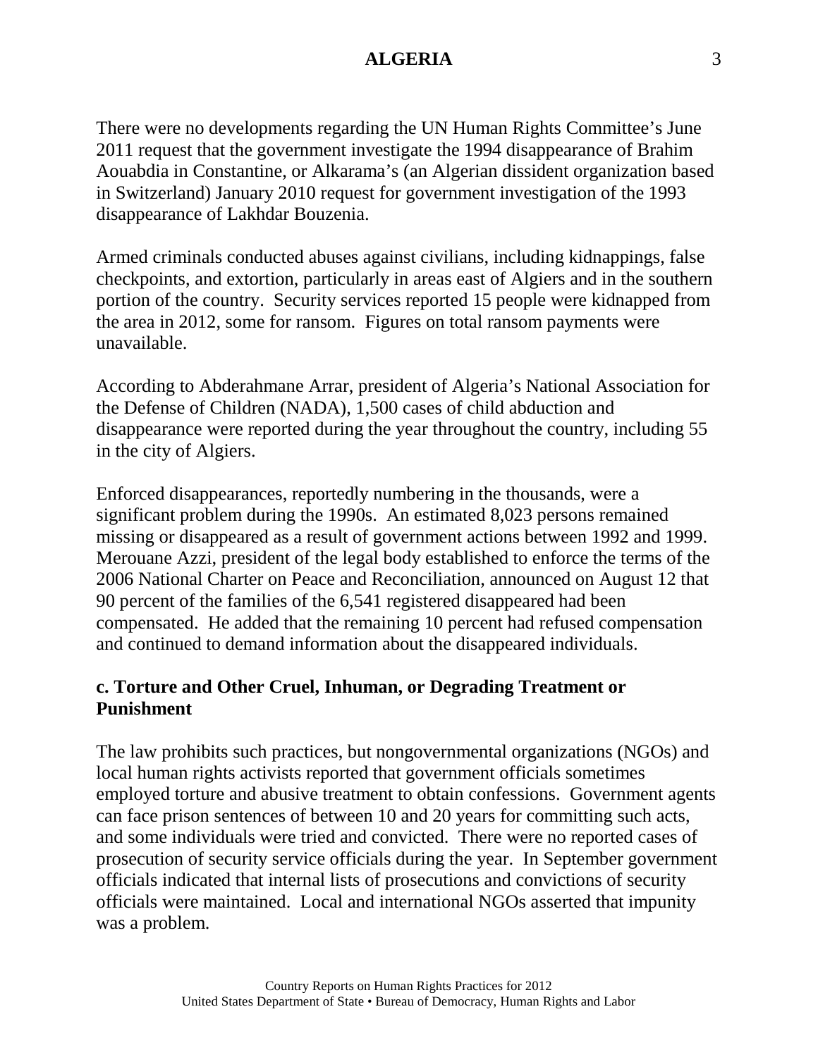There were no developments regarding the UN Human Rights Committee's June 2011 request that the government investigate the 1994 disappearance of Brahim Aouabdia in Constantine, or Alkarama's (an Algerian dissident organization based in Switzerland) January 2010 request for government investigation of the 1993 disappearance of Lakhdar Bouzenia.

Armed criminals conducted abuses against civilians, including kidnappings, false checkpoints, and extortion, particularly in areas east of Algiers and in the southern portion of the country. Security services reported 15 people were kidnapped from the area in 2012, some for ransom. Figures on total ransom payments were unavailable.

According to Abderahmane Arrar, president of Algeria's National Association for the Defense of Children (NADA), 1,500 cases of child abduction and disappearance were reported during the year throughout the country, including 55 in the city of Algiers.

Enforced disappearances, reportedly numbering in the thousands, were a significant problem during the 1990s. An estimated 8,023 persons remained missing or disappeared as a result of government actions between 1992 and 1999. Merouane Azzi, president of the legal body established to enforce the terms of the 2006 National Charter on Peace and Reconciliation, announced on August 12 that 90 percent of the families of the 6,541 registered disappeared had been compensated. He added that the remaining 10 percent had refused compensation and continued to demand information about the disappeared individuals.

### c. Torture and Other Cruel, Inhuman, or Degrading Treatment or Punishment

The law prohibits such practices, but nongovernmental organizations (NGOs) and local human rights activists reported that government officials sometimes employed torture and abusive treatment to obtain confessions. Government agents can face prison sentences of between 10 and 20 years for committing such acts, and some individuals were tried and convicted. There were no reported cases of prosecution of security service officials during the year. In September government officials indicated that internal lists of prosecutions and convictions of security officials were maintained. Local and international NGOs asserted that impunity was a problem.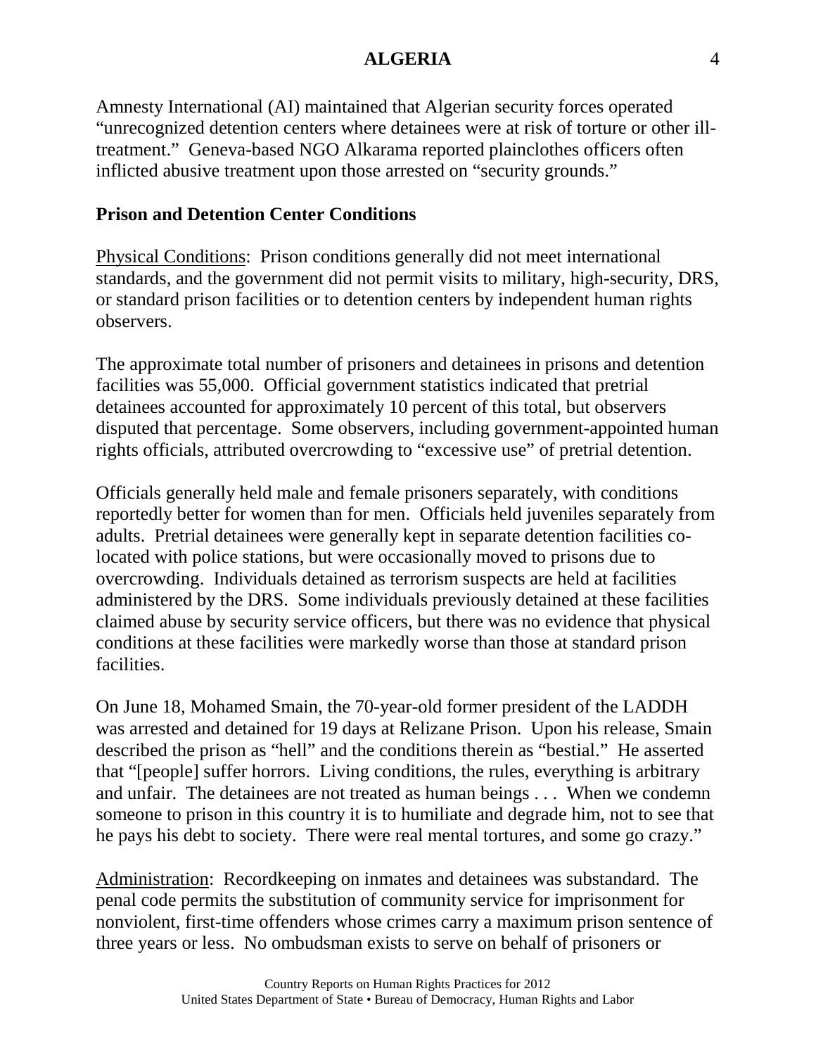Amnesty International (AI) maintained that Algerian security forces operated "unrecognized detention centers where detainees were at risk of torture or other ill-treatment." Geneva-based NGO Alkarama reported plainclothes officers often inflicted abusive treatment upon those arrested on "security grounds."

## Prison and Detention Center Conditions

Physical Conditions: Prison conditions generally did not meet international standards, and the government did not permit visits to military, high-security, DRS, or standard prison facilities or to detention centers by independent human rights observers.

The approximate total number of prisoners and detainees in prisons and detention facilities was 55,000. Official government statistics indicated that pretrial detainees accounted for approximately 10 percent of this total, but observers disputed that percentage. Some observers, including government-appointed human rights officials, attributed overcrowding to "excessive use" of pretrial detention.

Officials generally held male and female prisoners separately, with conditions reportedly better for women than for men. Officials held juveniles separately from adults. Pretrial detainees were generally kept in separate detention facilities co-located with police stations, but were occasionally moved to prisons due to overcrowding. Individuals detained as terrorism suspects are held at facilities administered by the DRS. Some individuals previously detained at these facilities claimed abuse by security service officers, but there was no evidence that physical conditions at these facilities were markedly worse than those at standard prison facilities.

On June 18, Mohamed Smain, the 70-year-old former president of the LADDH was arrested and detained for 19 days at Relizane Prison. Upon his release, Smain described the prison as "hell" and the conditions therein as "bestial." He asserted that "[people] suffer horrors. Living conditions, the rules, everything is arbitrary and unfair. The detainees are not treated as human beings . . . When we condemn someone to prison in this country it is to humiliate and degrade him, not to see that he pays his debt to society. There were real mental tortures, and some go crazy."

Administration: Recordkeeping on inmates and detainees was substandard. The penal code permits the substitution of community service for imprisonment for nonviolent, first-time offenders whose crimes carry a maximum prison sentence of three years or less. No ombudsman exists to serve on behalf of prisoners or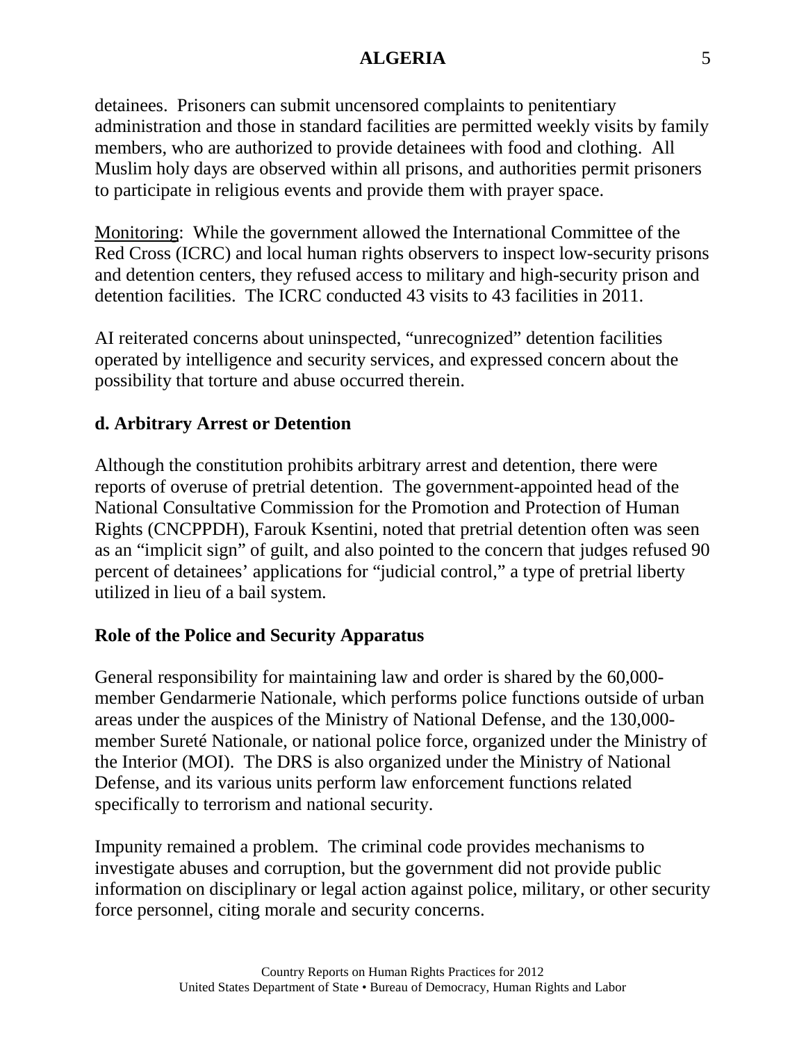detainees. Prisoners can submit uncensored complaints to penitentiary administration and those in standard facilities are permitted weekly visits by family members, who are authorized to provide detainees with food and clothing. All Muslim holy days are observed within all prisons, and authorities permit prisoners to participate in religious events and provide them with prayer space.

Monitoring: While the government allowed the International Committee of the Red Cross (ICRC) and local human rights observers to inspect low-security prisons and detention centers, they refused access to military and high-security prison and detention facilities. The ICRC conducted 43 visits to 43 facilities in 2011.

AI reiterated concerns about uninspected, "unrecognized" detention facilities operated by intelligence and security services, and expressed concern about the possibility that torture and abuse occurred therein.

### d. Arbitrary Arrest or Detention

Although the constitution prohibits arbitrary arrest and detention, there were reports of overuse of pretrial detention. The government-appointed head of the National Consultative Commission for the Promotion and Protection of Human Rights (CNCPPDH), Farouk Ksentini, noted that pretrial detention often was seen as an "implicit sign" of guilt, and also pointed to the concern that judges refused 90 percent of detainees' applications for "judicial control," a type of pretrial liberty utilized in lieu of a bail system.

### Role of the Police and Security Apparatus

General responsibility for maintaining law and order is shared by the 60,000-member Gendarmerie Nationale, which performs police functions outside of urban areas under the auspices of the Ministry of National Defense, and the 130,000-member Sureté Nationale, or national police force, organized under the Ministry of the Interior (MOI). The DRS is also organized under the Ministry of National Defense, and its various units perform law enforcement functions related specifically to terrorism and national security.

Impunity remained a problem. The criminal code provides mechanisms to investigate abuses and corruption, but the government did not provide public information on disciplinary or legal action against police, military, or other security force personnel, citing morale and security concerns.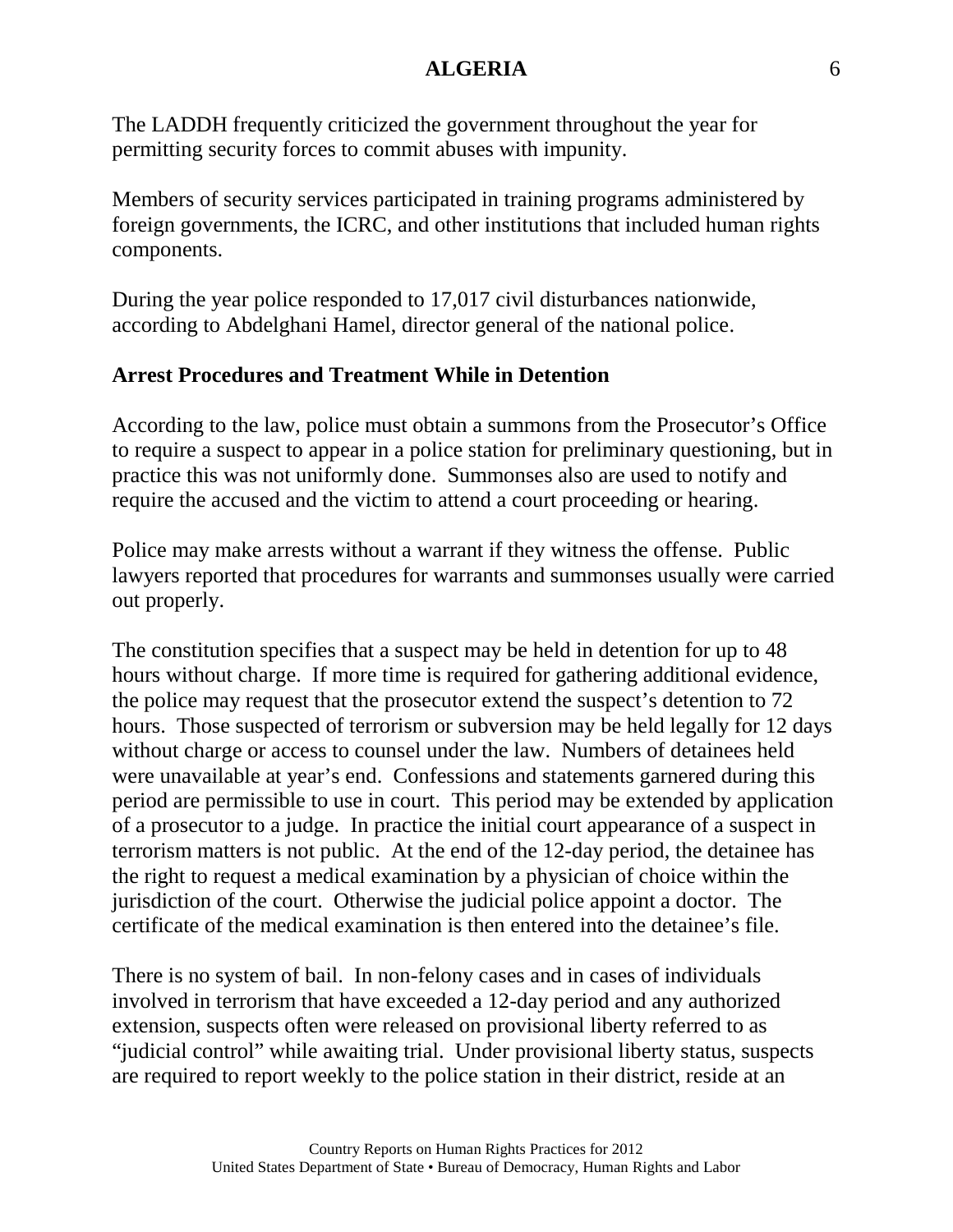The LADDH frequently criticized the government throughout the year for permitting security forces to commit abuses with impunity.

Members of security services participated in training programs administered by foreign governments, the ICRC, and other institutions that included human rights components.

During the year police responded to 17,017 civil disturbances nationwide, according to Abdelghani Hamel, director general of the national police.

**Arrest Procedures and Treatment While in Detention**

According to the law, police must obtain a summons from the Prosecutor's Office to require a suspect to appear in a police station for preliminary questioning, but in practice this was not uniformly done. Summonses also are used to notify and require the accused and the victim to attend a court proceeding or hearing.

Police may make arrests without a warrant if they witness the offense. Public lawyers reported that procedures for warrants and summonses usually were carried out properly.

The constitution specifies that a suspect may be held in detention for up to 48 hours without charge. If more time is required for gathering additional evidence, the police may request that the prosecutor extend the suspect's detention to 72 hours. Those suspected of terrorism or subversion may be held legally for 12 days without charge or access to counsel under the law. Numbers of detainees held were unavailable at year's end. Confessions and statements garnered during this period are permissible to use in court. This period may be extended by application of a prosecutor to a judge. In practice the initial court appearance of a suspect in terrorism matters is not public. At the end of the 12-day period, the detainee has the right to request a medical examination by a physician of choice within the jurisdiction of the court. Otherwise the judicial police appoint a doctor. The certificate of the medical examination is then entered into the detainee's file.

There is no system of bail. In non-felony cases and in cases of individuals involved in terrorism that have exceeded a 12-day period and any authorized extension, suspects often were released on provisional liberty referred to as "judicial control" while awaiting trial. Under provisional liberty status, suspects are required to report weekly to the police station in their district, reside at an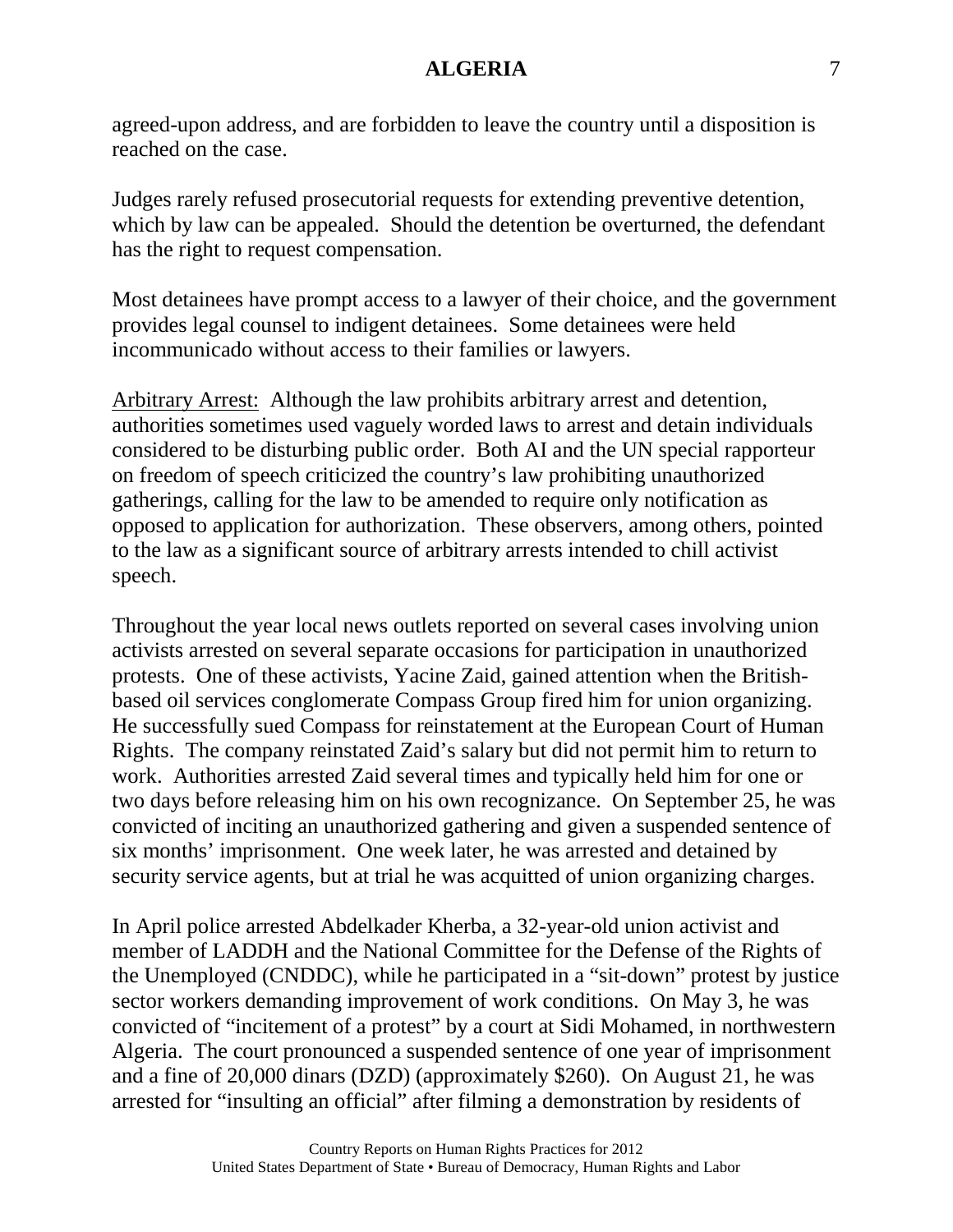agreed-upon address, and are forbidden to leave the country until a disposition is reached on the case.

Judges rarely refused prosecutorial requests for extending preventive detention, which by law can be appealed. Should the detention be overturned, the defendant has the right to request compensation.

Most detainees have prompt access to a lawyer of their choice, and the government provides legal counsel to indigent detainees. Some detainees were held incommunicado without access to their families or lawyers.

Arbitrary Arrest: Although the law prohibits arbitrary arrest and detention, authorities sometimes used vaguely worded laws to arrest and detain individuals considered to be disturbing public order. Both AI and the UN special rapporteur on freedom of speech criticized the country's law prohibiting unauthorized gatherings, calling for the law to be amended to require only notification as opposed to application for authorization. These observers, among others, pointed to the law as a significant source of arbitrary arrests intended to chill activist speech.

Throughout the year local news outlets reported on several cases involving union activists arrested on several separate occasions for participation in unauthorized protests. One of these activists, Yacine Zaid, gained attention when the British-based oil services conglomerate Compass Group fired him for union organizing. He successfully sued Compass for reinstatement at the European Court of Human Rights. The company reinstated Zaid's salary but did not permit him to return to work. Authorities arrested Zaid several times and typically held him for one or two days before releasing him on his own recognizance. On September 25, he was convicted of inciting an unauthorized gathering and given a suspended sentence of six months' imprisonment. One week later, he was arrested and detained by security service agents, but at trial he was acquitted of union organizing charges.

In April police arrested Abdelkader Kherba, a 32-year-old union activist and member of LADDH and the National Committee for the Defense of the Rights of the Unemployed (CNDDC), while he participated in a "sit-down" protest by justice sector workers demanding improvement of work conditions. On May 3, he was convicted of "incitement of a protest" by a court at Sidi Mohamed, in northwestern Algeria. The court pronounced a suspended sentence of one year of imprisonment and a fine of 20,000 dinars (DZD) (approximately $260). On August 21, he was arrested for "insulting an official" after filming a demonstration by residents of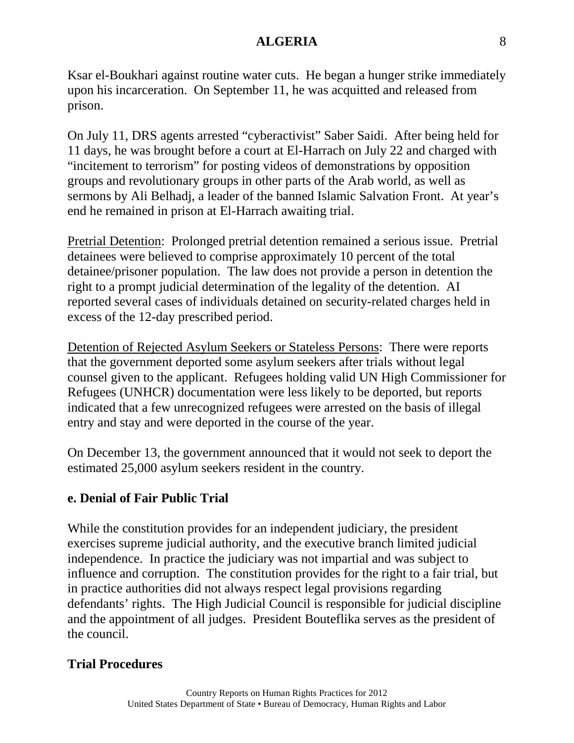Ksar el-Boukhari against routine water cuts. He began a hunger strike immediately upon his incarceration. On September 11, he was acquitted and released from prison.

On July 11, DRS agents arrested "cyberactivist" Saber Saidi. After being held for 11 days, he was brought before a court at El-Harrach on July 22 and charged with "incitement to terrorism" for posting videos of demonstrations by opposition groups and revolutionary groups in other parts of the Arab world, as well as sermons by Ali Belhadj, a leader of the banned Islamic Salvation Front. At year's end he remained in prison at El-Harrach awaiting trial.

Pretrial Detention: Prolonged pretrial detention remained a serious issue. Pretrial detainees were believed to comprise approximately 10 percent of the total detainee/prisoner population. The law does not provide a person in detention the right to a prompt judicial determination of the legality of the detention. AI reported several cases of individuals detained on security-related charges held in excess of the 12-day prescribed period.

Detention of Rejected Asylum Seekers or Stateless Persons: There were reports that the government deported some asylum seekers after trials without legal counsel given to the applicant. Refugees holding valid UN High Commissioner for Refugees (UNHCR) documentation were less likely to be deported, but reports indicated that a few unrecognized refugees were arrested on the basis of illegal entry and stay and were deported in the course of the year.

On December 13, the government announced that it would not seek to deport the estimated 25,000 asylum seekers resident in the country.

## e. Denial of Fair Public Trial

While the constitution provides for an independent judiciary, the president exercises supreme judicial authority, and the executive branch limited judicial independence. In practice the judiciary was not impartial and was subject to influence and corruption. The constitution provides for the right to a fair trial, but in practice authorities did not always respect legal provisions regarding defendants' rights. The High Judicial Council is responsible for judicial discipline and the appointment of all judges. President Bouteflika serves as the president of the council.

### Trial Procedures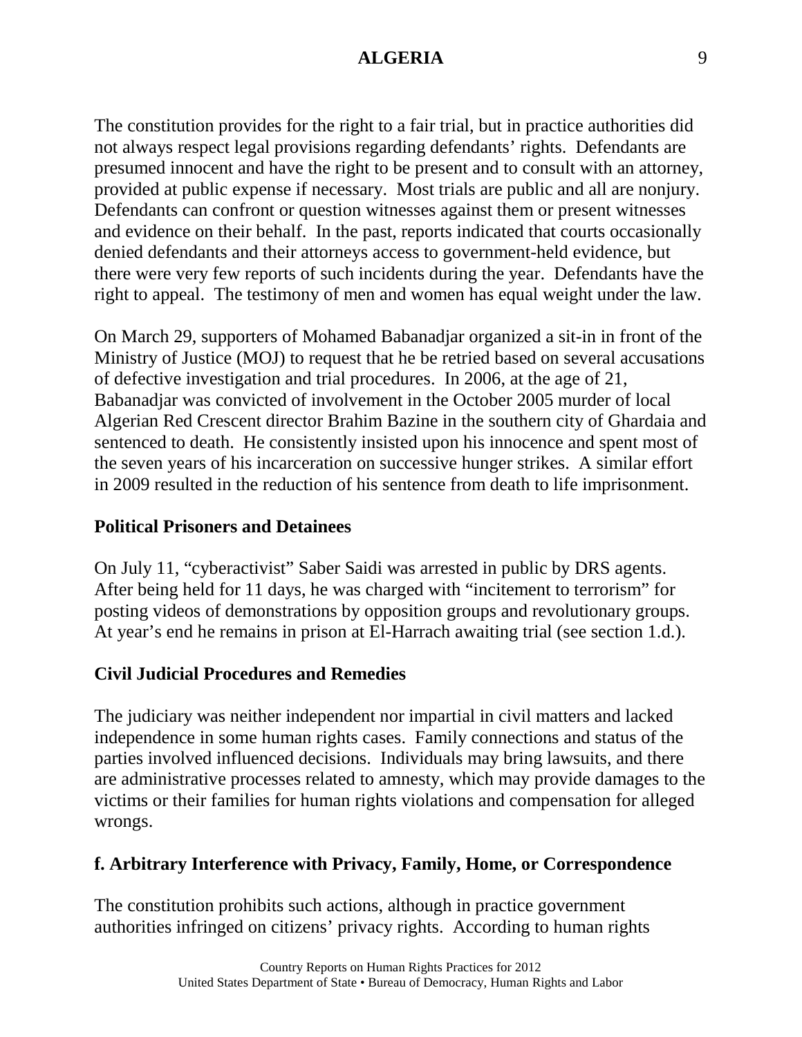The constitution provides for the right to a fair trial, but in practice authorities did not always respect legal provisions regarding defendants' rights. Defendants are presumed innocent and have the right to be present and to consult with an attorney, provided at public expense if necessary. Most trials are public and all are nonjury. Defendants can confront or question witnesses against them or present witnesses and evidence on their behalf. In the past, reports indicated that courts occasionally denied defendants and their attorneys access to government-held evidence, but there were very few reports of such incidents during the year. Defendants have the right to appeal. The testimony of men and women has equal weight under the law.

On March 29, supporters of Mohamed Babanadjar organized a sit-in in front of the Ministry of Justice (MOJ) to request that he be retried based on several accusations of defective investigation and trial procedures. In 2006, at the age of 21, Babanadjar was convicted of involvement in the October 2005 murder of local Algerian Red Crescent director Brahim Bazine in the southern city of Ghardaia and sentenced to death. He consistently insisted upon his innocence and spent most of the seven years of his incarceration on successive hunger strikes. A similar effort in 2009 resulted in the reduction of his sentence from death to life imprisonment.

**Political Prisoners and Detainees**

On July 11, "cyberactivist" Saber Saidi was arrested in public by DRS agents. After being held for 11 days, he was charged with "incitement to terrorism" for posting videos of demonstrations by opposition groups and revolutionary groups. At year's end he remains in prison at El-Harrach awaiting trial (see section 1.d.).

**Civil Judicial Procedures and Remedies**

The judiciary was neither independent nor impartial in civil matters and lacked independence in some human rights cases. Family connections and status of the parties involved influenced decisions. Individuals may bring lawsuits, and there are administrative processes related to amnesty, which may provide damages to the victims or their families for human rights violations and compensation for alleged wrongs.

**f. Arbitrary Interference with Privacy, Family, Home, or Correspondence**

The constitution prohibits such actions, although in practice government authorities infringed on citizens' privacy rights. According to human rights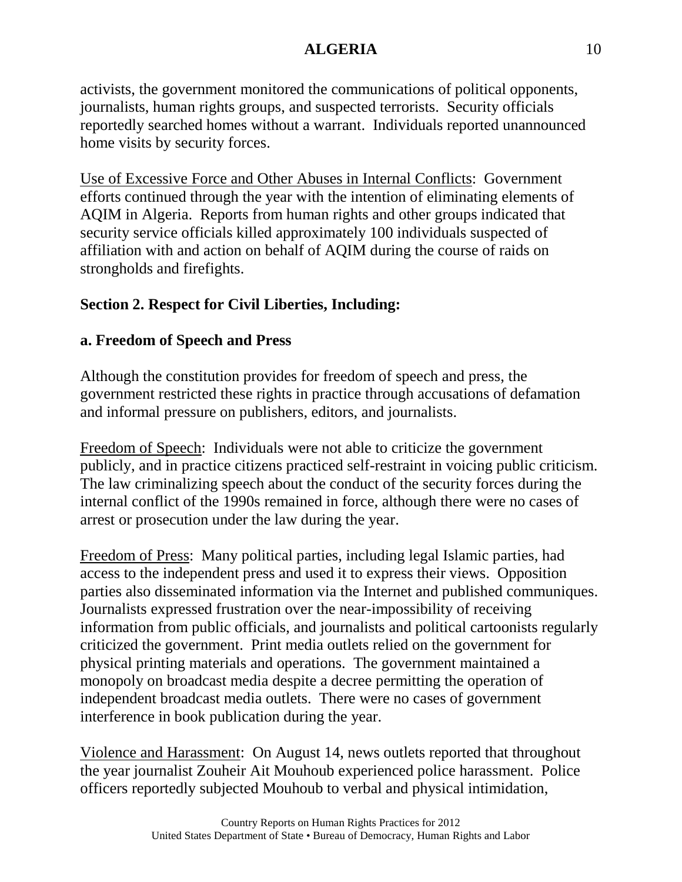activists, the government monitored the communications of political opponents, journalists, human rights groups, and suspected terrorists. Security officials reportedly searched homes without a warrant. Individuals reported unannounced home visits by security forces.

Use of Excessive Force and Other Abuses in Internal Conflicts: Government efforts continued through the year with the intention of eliminating elements of AQIM in Algeria. Reports from human rights and other groups indicated that security service officials killed approximately 100 individuals suspected of affiliation with and action on behalf of AQIM during the course of raids on strongholds and firefights.

## Section 2. Respect for Civil Liberties, Including:

### a. Freedom of Speech and Press

Although the constitution provides for freedom of speech and press, the government restricted these rights in practice through accusations of defamation and informal pressure on publishers, editors, and journalists.

Freedom of Speech: Individuals were not able to criticize the government publicly, and in practice citizens practiced self-restraint in voicing public criticism. The law criminalizing speech about the conduct of the security forces during the internal conflict of the 1990s remained in force, although there were no cases of arrest or prosecution under the law during the year.

Freedom of Press: Many political parties, including legal Islamic parties, had access to the independent press and used it to express their views. Opposition parties also disseminated information via the Internet and published communiques. Journalists expressed frustration over the near-impossibility of receiving information from public officials, and journalists and political cartoonists regularly criticized the government. Print media outlets relied on the government for physical printing materials and operations. The government maintained a monopoly on broadcast media despite a decree permitting the operation of independent broadcast media outlets. There were no cases of government interference in book publication during the year.

Violence and Harassment: On August 14, news outlets reported that throughout the year journalist Zouheir Ait Mouhoub experienced police harassment. Police officers reportedly subjected Mouhoub to verbal and physical intimidation,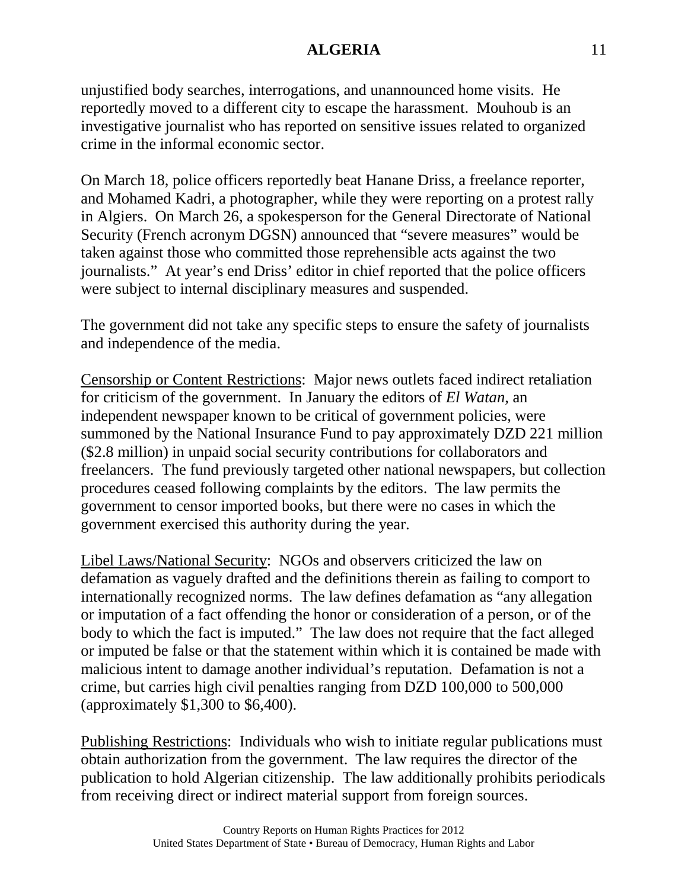unjustified body searches, interrogations, and unannounced home visits. He reportedly moved to a different city to escape the harassment. Mouhoub is an investigative journalist who has reported on sensitive issues related to organized crime in the informal economic sector.

On March 18, police officers reportedly beat Hanane Driss, a freelance reporter, and Mohamed Kadri, a photographer, while they were reporting on a protest rally in Algiers. On March 26, a spokesperson for the General Directorate of National Security (French acronym DGSN) announced that “severe measures” would be taken against those who committed those reprehensible acts against the two journalists.” At year’s end Driss’ editor in chief reported that the police officers were subject to internal disciplinary measures and suspended.

The government did not take any specific steps to ensure the safety of journalists and independence of the media.

Censorship or Content Restrictions: Major news outlets faced indirect retaliation for criticism of the government. In January the editors of *El Watan*, an independent newspaper known to be critical of government policies, were summoned by the National Insurance Fund to pay approximately DZD 221 million ($2.8 million) in unpaid social security contributions for collaborators and freelancers. The fund previously targeted other national newspapers, but collection procedures ceased following complaints by the editors. The law permits the government to censor imported books, but there were no cases in which the government exercised this authority during the year.

Libel Laws/National Security: NGOs and observers criticized the law on defamation as vaguely drafted and the definitions therein as failing to comport to internationally recognized norms. The law defines defamation as “any allegation or imputation of a fact offending the honor or consideration of a person, or of the body to which the fact is imputed.” The law does not require that the fact alleged or imputed be false or that the statement within which it is contained be made with malicious intent to damage another individual’s reputation. Defamation is not a crime, but carries high civil penalties ranging from DZD 100,000 to 500,000 (approximately $1,300 to $6,400).

Publishing Restrictions: Individuals who wish to initiate regular publications must obtain authorization from the government. The law requires the director of the publication to hold Algerian citizenship. The law additionally prohibits periodicals from receiving direct or indirect material support from foreign sources.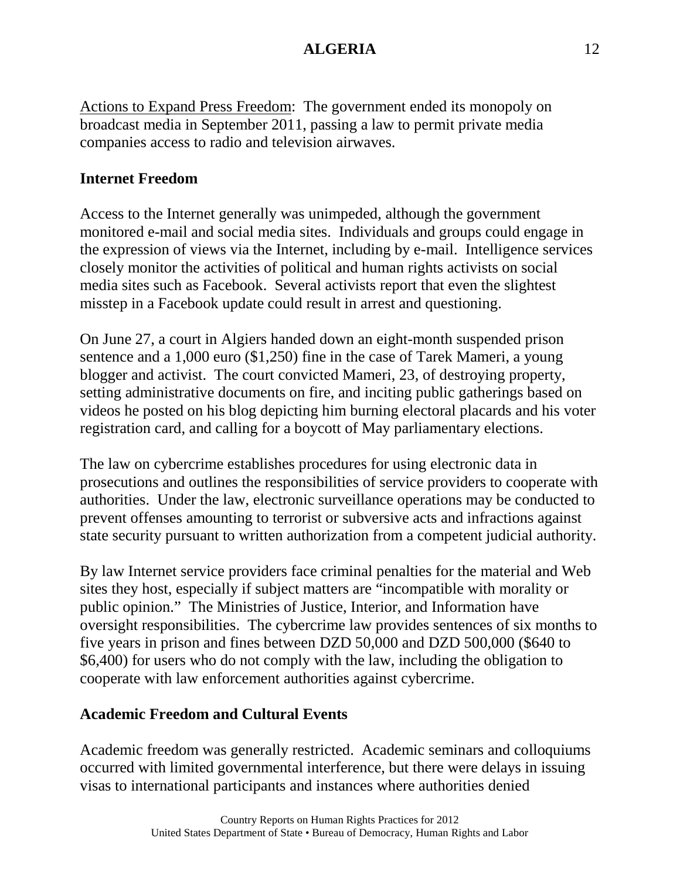Actions to Expand Press Freedom: The government ended its monopoly on broadcast media in September 2011, passing a law to permit private media companies access to radio and television airwaves.

**Internet Freedom**

Access to the Internet generally was unimpeded, although the government monitored e-mail and social media sites. Individuals and groups could engage in the expression of views via the Internet, including by e-mail. Intelligence services closely monitor the activities of political and human rights activists on social media sites such as Facebook. Several activists report that even the slightest misstep in a Facebook update could result in arrest and questioning.

On June 27, a court in Algiers handed down an eight-month suspended prison sentence and a 1,000 euro ($1,250) fine in the case of Tarek Mameri, a young blogger and activist. The court convicted Mameri, 23, of destroying property, setting administrative documents on fire, and inciting public gatherings based on videos he posted on his blog depicting him burning electoral placards and his voter registration card, and calling for a boycott of May parliamentary elections.

The law on cybercrime establishes procedures for using electronic data in prosecutions and outlines the responsibilities of service providers to cooperate with authorities. Under the law, electronic surveillance operations may be conducted to prevent offenses amounting to terrorist or subversive acts and infractions against state security pursuant to written authorization from a competent judicial authority.

By law Internet service providers face criminal penalties for the material and Web sites they host, especially if subject matters are "incompatible with morality or public opinion." The Ministries of Justice, Interior, and Information have oversight responsibilities. The cybercrime law provides sentences of six months to five years in prison and fines between DZD 50,000 and DZD 500,000 ($640 to $6,400) for users who do not comply with the law, including the obligation to cooperate with law enforcement authorities against cybercrime.

**Academic Freedom and Cultural Events**

Academic freedom was generally restricted. Academic seminars and colloquiums occurred with limited governmental interference, but there were delays in issuing visas to international participants and instances where authorities denied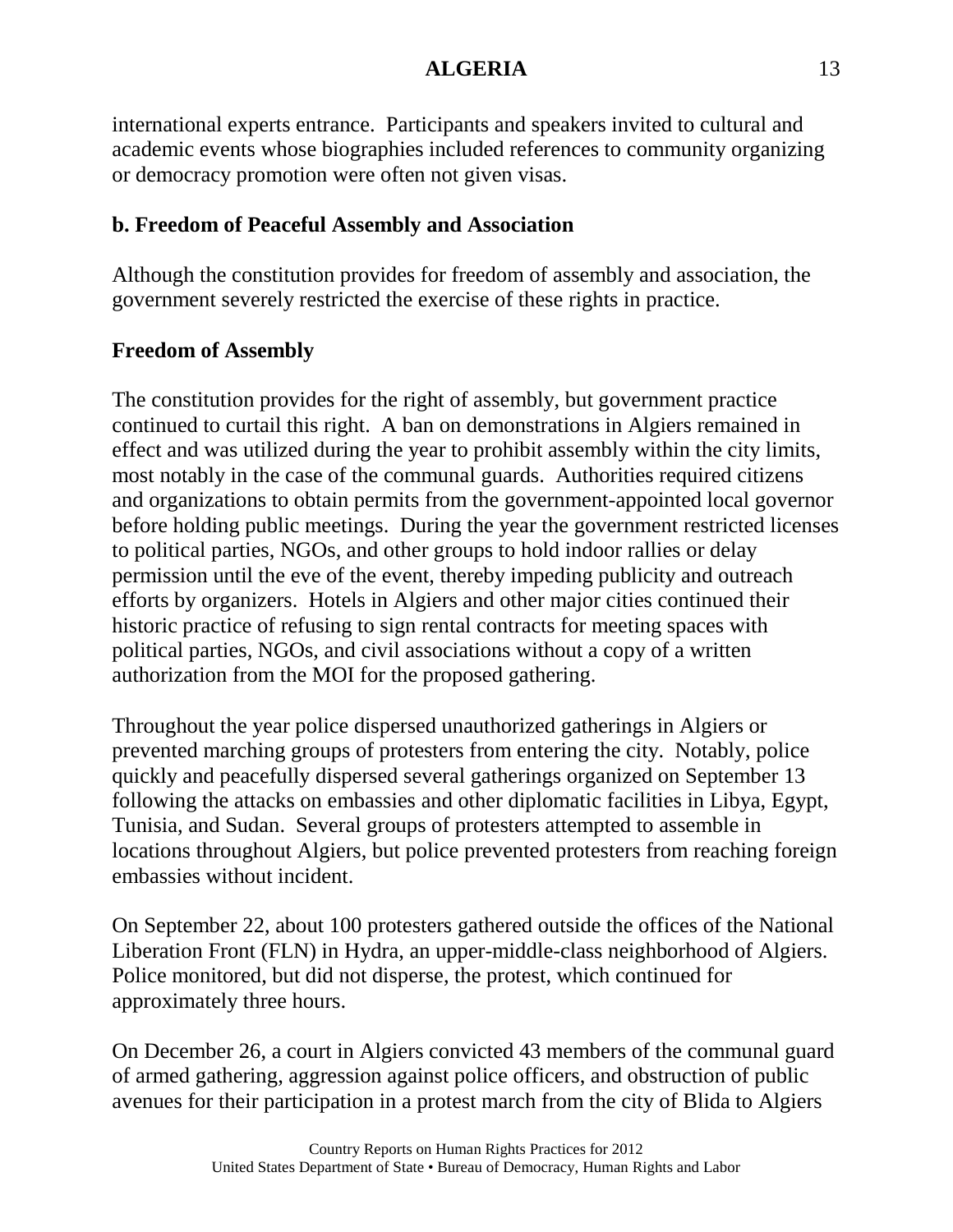international experts entrance. Participants and speakers invited to cultural and academic events whose biographies included references to community organizing or democracy promotion were often not given visas.

### b. Freedom of Peaceful Assembly and Association

Although the constitution provides for freedom of assembly and association, the government severely restricted the exercise of these rights in practice.

#### Freedom of Assembly

The constitution provides for the right of assembly, but government practice continued to curtail this right. A ban on demonstrations in Algiers remained in effect and was utilized during the year to prohibit assembly within the city limits, most notably in the case of the communal guards. Authorities required citizens and organizations to obtain permits from the government-appointed local governor before holding public meetings. During the year the government restricted licenses to political parties, NGOs, and other groups to hold indoor rallies or delay permission until the eve of the event, thereby impeding publicity and outreach efforts by organizers. Hotels in Algiers and other major cities continued their historic practice of refusing to sign rental contracts for meeting spaces with political parties, NGOs, and civil associations without a copy of a written authorization from the MOI for the proposed gathering.

Throughout the year police dispersed unauthorized gatherings in Algiers or prevented marching groups of protesters from entering the city. Notably, police quickly and peacefully dispersed several gatherings organized on September 13 following the attacks on embassies and other diplomatic facilities in Libya, Egypt, Tunisia, and Sudan. Several groups of protesters attempted to assemble in locations throughout Algiers, but police prevented protesters from reaching foreign embassies without incident.

On September 22, about 100 protesters gathered outside the offices of the National Liberation Front (FLN) in Hydra, an upper-middle-class neighborhood of Algiers. Police monitored, but did not disperse, the protest, which continued for approximately three hours.

On December 26, a court in Algiers convicted 43 members of the communal guard of armed gathering, aggression against police officers, and obstruction of public avenues for their participation in a protest march from the city of Blida to Algiers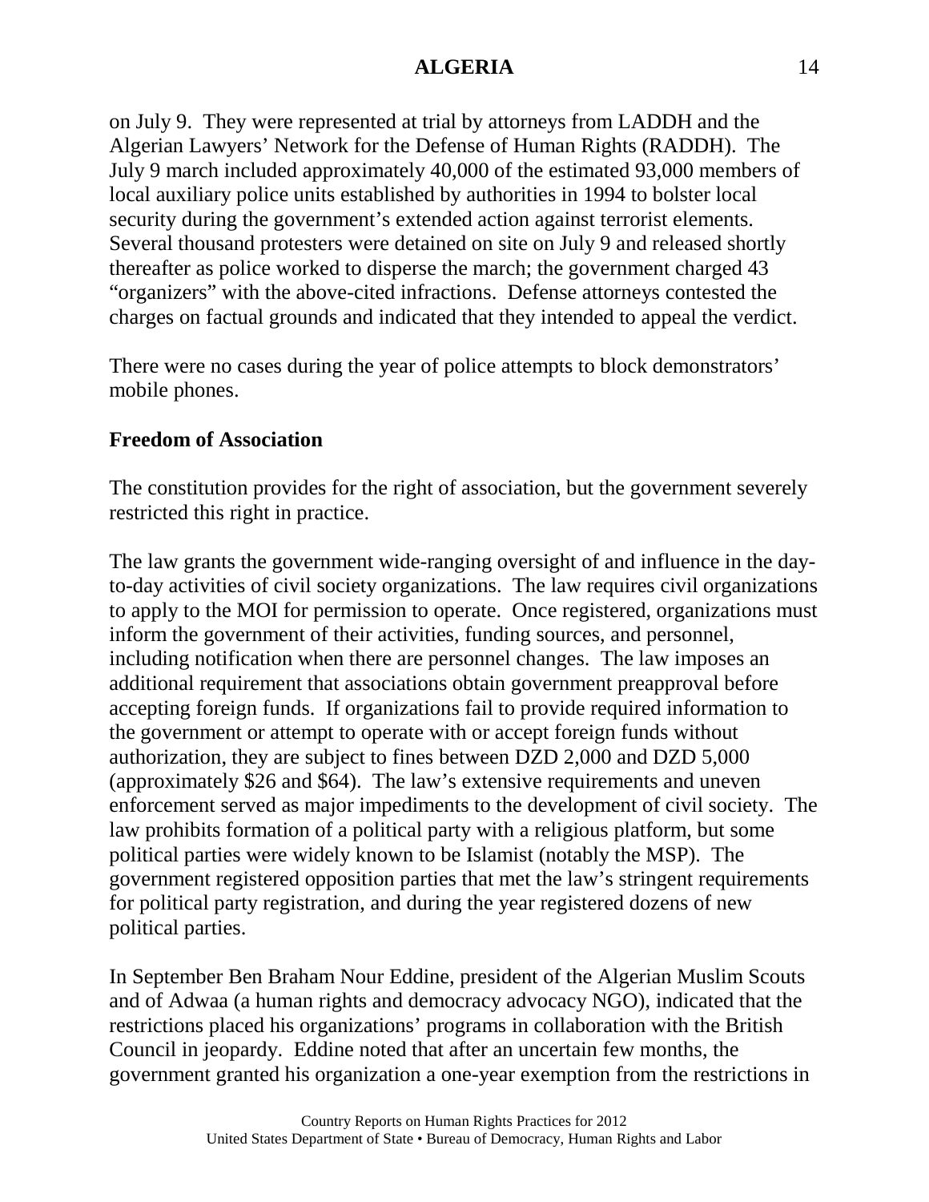on July 9. They were represented at trial by attorneys from LADDH and the Algerian Lawyers' Network for the Defense of Human Rights (RADDH). The July 9 march included approximately 40,000 of the estimated 93,000 members of local auxiliary police units established by authorities in 1994 to bolster local security during the government's extended action against terrorist elements. Several thousand protesters were detained on site on July 9 and released shortly thereafter as police worked to disperse the march; the government charged 43 "organizers" with the above-cited infractions. Defense attorneys contested the charges on factual grounds and indicated that they intended to appeal the verdict.

There were no cases during the year of police attempts to block demonstrators' mobile phones.

**Freedom of Association**

The constitution provides for the right of association, but the government severely restricted this right in practice.

The law grants the government wide-ranging oversight of and influence in the day-to-day activities of civil society organizations. The law requires civil organizations to apply to the MOI for permission to operate. Once registered, organizations must inform the government of their activities, funding sources, and personnel, including notification when there are personnel changes. The law imposes an additional requirement that associations obtain government preapproval before accepting foreign funds. If organizations fail to provide required information to the government or attempt to operate with or accept foreign funds without authorization, they are subject to fines between DZD 2,000 and DZD 5,000 (approximately $26 and $64). The law's extensive requirements and uneven enforcement served as major impediments to the development of civil society. The law prohibits formation of a political party with a religious platform, but some political parties were widely known to be Islamist (notably the MSP). The government registered opposition parties that met the law's stringent requirements for political party registration, and during the year registered dozens of new political parties.

In September Ben Braham Nour Eddine, president of the Algerian Muslim Scouts and of Adwaa (a human rights and democracy advocacy NGO), indicated that the restrictions placed his organizations' programs in collaboration with the British Council in jeopardy. Eddine noted that after an uncertain few months, the government granted his organization a one-year exemption from the restrictions in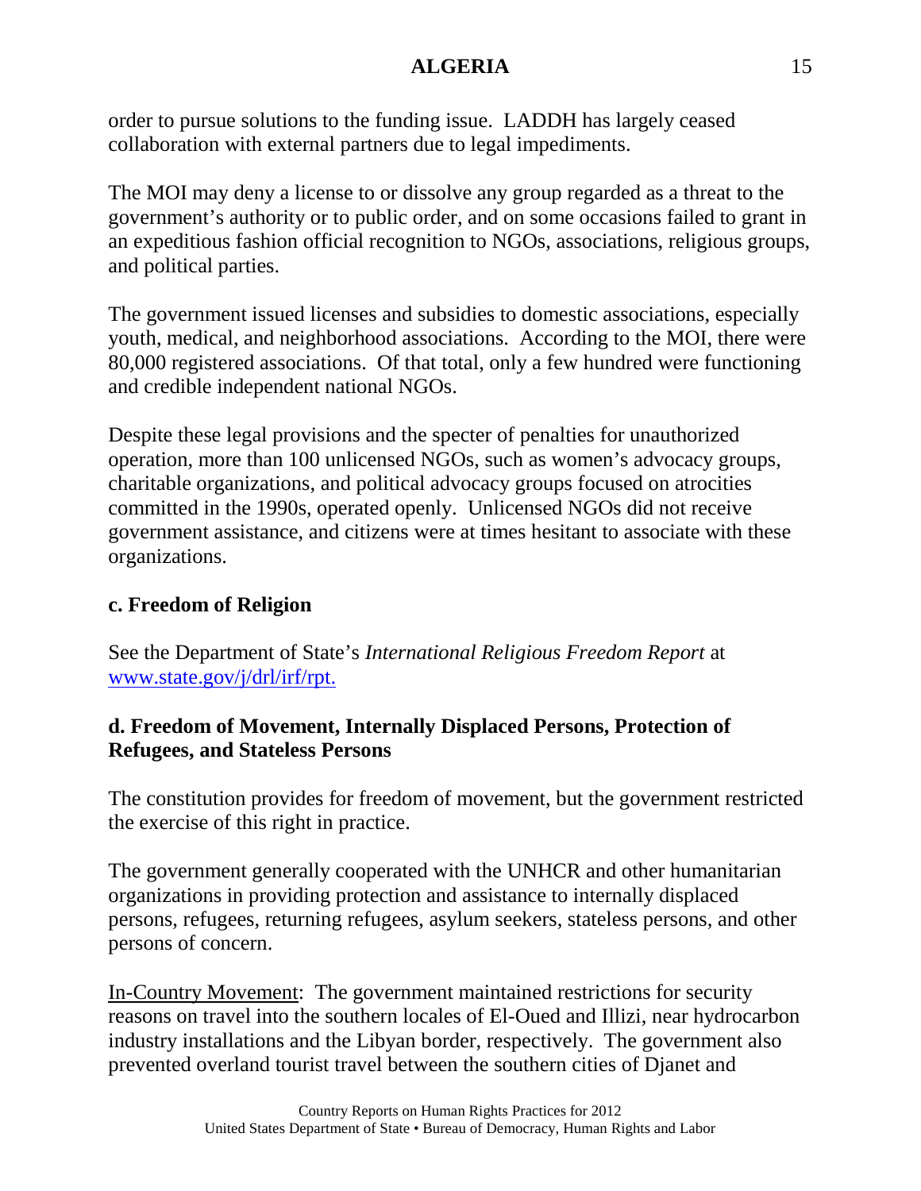order to pursue solutions to the funding issue. LADDH has largely ceased collaboration with external partners due to legal impediments.

The MOI may deny a license to or dissolve any group regarded as a threat to the government's authority or to public order, and on some occasions failed to grant in an expeditious fashion official recognition to NGOs, associations, religious groups, and political parties.

The government issued licenses and subsidies to domestic associations, especially youth, medical, and neighborhood associations. According to the MOI, there were 80,000 registered associations. Of that total, only a few hundred were functioning and credible independent national NGOs.

Despite these legal provisions and the specter of penalties for unauthorized operation, more than 100 unlicensed NGOs, such as women's advocacy groups, charitable organizations, and political advocacy groups focused on atrocities committed in the 1990s, operated openly. Unlicensed NGOs did not receive government assistance, and citizens were at times hesitant to associate with these organizations.

### c. Freedom of Religion

See the Department of State's *International Religious Freedom Report* at [www.state.gov/j/drl/irf/rpt.](http://www.state.gov/j/drl/irf/rpt)

### d. Freedom of Movement, Internally Displaced Persons, Protection of Refugees, and Stateless Persons

The constitution provides for freedom of movement, but the government restricted the exercise of this right in practice.

The government generally cooperated with the UNHCR and other humanitarian organizations in providing protection and assistance to internally displaced persons, refugees, returning refugees, asylum seekers, stateless persons, and other persons of concern.

<u>In-Country Movement</u>: The government maintained restrictions for security reasons on travel into the southern locales of El-Oued and Illizi, near hydrocarbon industry installations and the Libyan border, respectively. The government also prevented overland tourist travel between the southern cities of Djanet and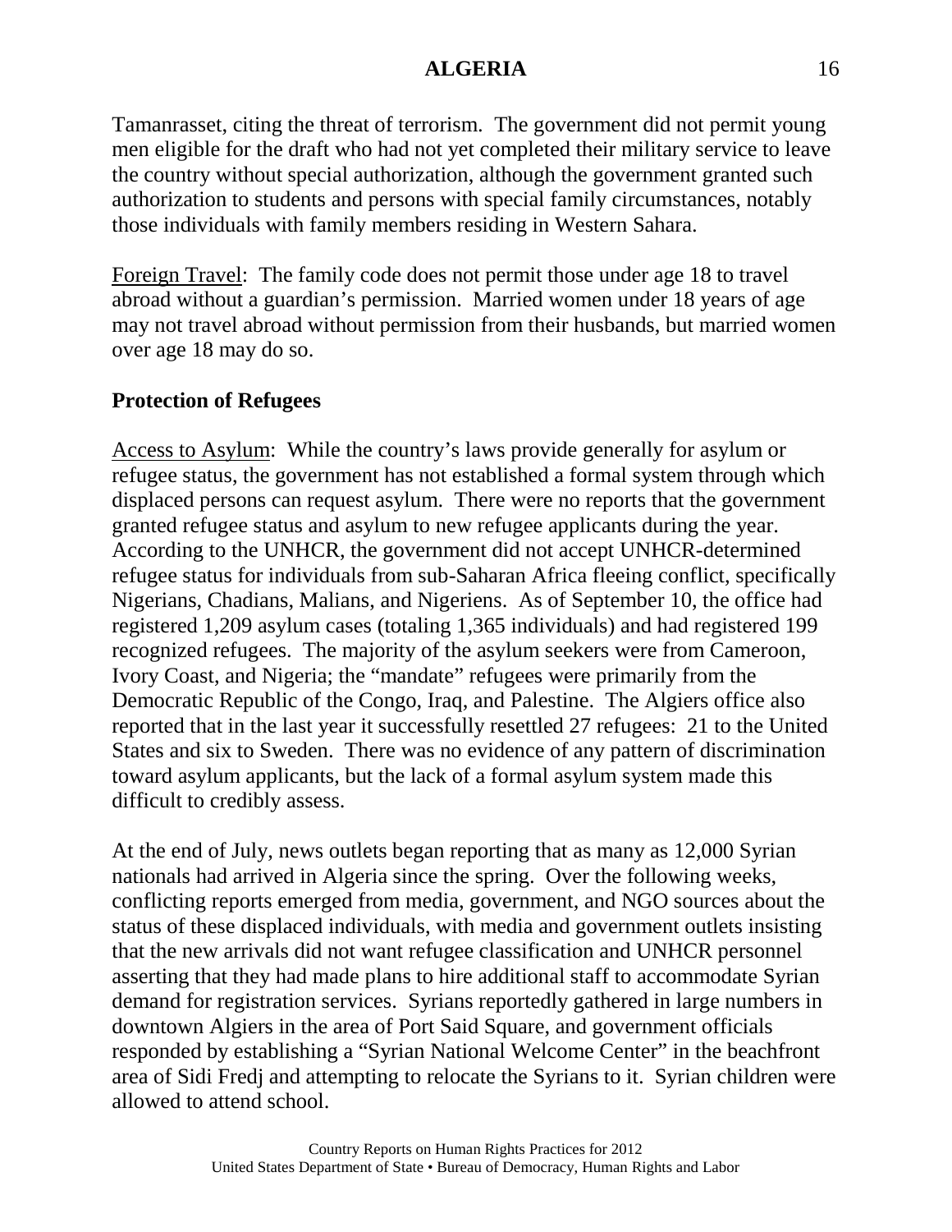Tamanrasset, citing the threat of terrorism. The government did not permit young men eligible for the draft who had not yet completed their military service to leave the country without special authorization, although the government granted such authorization to students and persons with special family circumstances, notably those individuals with family members residing in Western Sahara.

Foreign Travel: The family code does not permit those under age 18 to travel abroad without a guardian's permission. Married women under 18 years of age may not travel abroad without permission from their husbands, but married women over age 18 may do so.

**Protection of Refugees**

Access to Asylum: While the country's laws provide generally for asylum or refugee status, the government has not established a formal system through which displaced persons can request asylum. There were no reports that the government granted refugee status and asylum to new refugee applicants during the year. According to the UNHCR, the government did not accept UNHCR-determined refugee status for individuals from sub-Saharan Africa fleeing conflict, specifically Nigerians, Chadians, Malians, and Nigeriens. As of September 10, the office had registered 1,209 asylum cases (totaling 1,365 individuals) and had registered 199 recognized refugees. The majority of the asylum seekers were from Cameroon, Ivory Coast, and Nigeria; the "mandate" refugees were primarily from the Democratic Republic of the Congo, Iraq, and Palestine. The Algiers office also reported that in the last year it successfully resettled 27 refugees: 21 to the United States and six to Sweden. There was no evidence of any pattern of discrimination toward asylum applicants, but the lack of a formal asylum system made this difficult to credibly assess.

At the end of July, news outlets began reporting that as many as 12,000 Syrian nationals had arrived in Algeria since the spring. Over the following weeks, conflicting reports emerged from media, government, and NGO sources about the status of these displaced individuals, with media and government outlets insisting that the new arrivals did not want refugee classification and UNHCR personnel asserting that they had made plans to hire additional staff to accommodate Syrian demand for registration services. Syrians reportedly gathered in large numbers in downtown Algiers in the area of Port Said Square, and government officials responded by establishing a "Syrian National Welcome Center" in the beachfront area of Sidi Fredj and attempting to relocate the Syrians to it. Syrian children were allowed to attend school.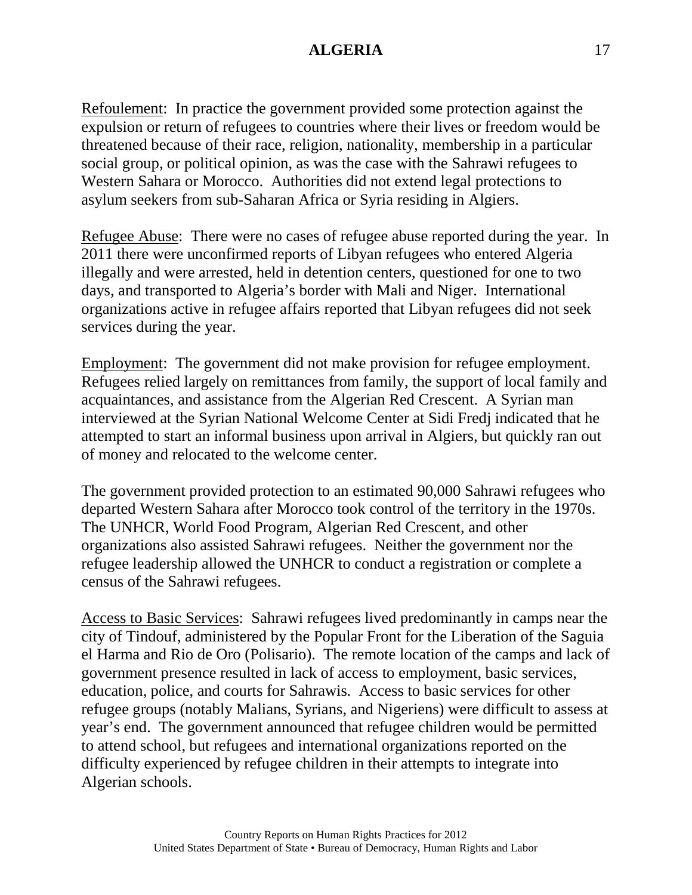Refoulement: In practice the government provided some protection against the expulsion or return of refugees to countries where their lives or freedom would be threatened because of their race, religion, nationality, membership in a particular social group, or political opinion, as was the case with the Sahrawi refugees to Western Sahara or Morocco. Authorities did not extend legal protections to asylum seekers from sub-Saharan Africa or Syria residing in Algiers.

Refugee Abuse: There were no cases of refugee abuse reported during the year. In 2011 there were unconfirmed reports of Libyan refugees who entered Algeria illegally and were arrested, held in detention centers, questioned for one to two days, and transported to Algeria's border with Mali and Niger. International organizations active in refugee affairs reported that Libyan refugees did not seek services during the year.

Employment: The government did not make provision for refugee employment. Refugees relied largely on remittances from family, the support of local family and acquaintances, and assistance from the Algerian Red Crescent. A Syrian man interviewed at the Syrian National Welcome Center at Sidi Fredj indicated that he attempted to start an informal business upon arrival in Algiers, but quickly ran out of money and relocated to the welcome center.

The government provided protection to an estimated 90,000 Sahrawi refugees who departed Western Sahara after Morocco took control of the territory in the 1970s. The UNHCR, World Food Program, Algerian Red Crescent, and other organizations also assisted Sahrawi refugees. Neither the government nor the refugee leadership allowed the UNHCR to conduct a registration or complete a census of the Sahrawi refugees.

Access to Basic Services: Sahrawi refugees lived predominantly in camps near the city of Tindouf, administered by the Popular Front for the Liberation of the Saguia el Harma and Rio de Oro (Polisario). The remote location of the camps and lack of government presence resulted in lack of access to employment, basic services, education, police, and courts for Sahrawis. Access to basic services for other refugee groups (notably Malians, Syrians, and Nigeriens) were difficult to assess at year's end. The government announced that refugee children would be permitted to attend school, but refugees and international organizations reported on the difficulty experienced by refugee children in their attempts to integrate into Algerian schools.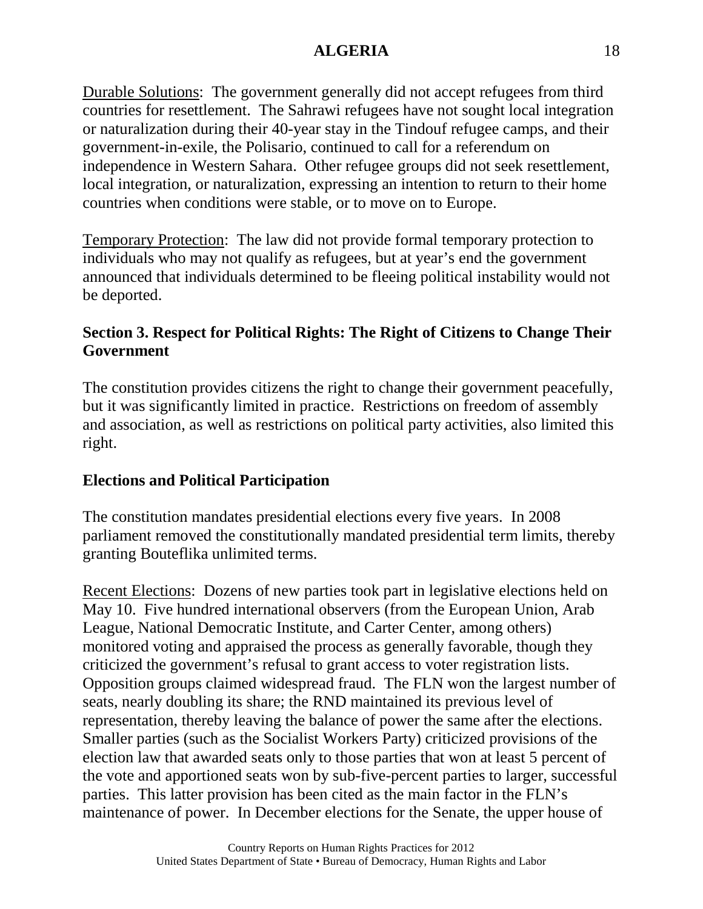Durable Solutions: The government generally did not accept refugees from third countries for resettlement. The Sahrawi refugees have not sought local integration or naturalization during their 40-year stay in the Tindouf refugee camps, and their government-in-exile, the Polisario, continued to call for a referendum on independence in Western Sahara. Other refugee groups did not seek resettlement, local integration, or naturalization, expressing an intention to return to their home countries when conditions were stable, or to move on to Europe.

Temporary Protection: The law did not provide formal temporary protection to individuals who may not qualify as refugees, but at year's end the government announced that individuals determined to be fleeing political instability would not be deported.

## Section 3. Respect for Political Rights: The Right of Citizens to Change Their Government

The constitution provides citizens the right to change their government peacefully, but it was significantly limited in practice. Restrictions on freedom of assembly and association, as well as restrictions on political party activities, also limited this right.

### Elections and Political Participation

The constitution mandates presidential elections every five years. In 2008 parliament removed the constitutionally mandated presidential term limits, thereby granting Bouteflika unlimited terms.

Recent Elections: Dozens of new parties took part in legislative elections held on May 10. Five hundred international observers (from the European Union, Arab League, National Democratic Institute, and Carter Center, among others) monitored voting and appraised the process as generally favorable, though they criticized the government's refusal to grant access to voter registration lists. Opposition groups claimed widespread fraud. The FLN won the largest number of seats, nearly doubling its share; the RND maintained its previous level of representation, thereby leaving the balance of power the same after the elections. Smaller parties (such as the Socialist Workers Party) criticized provisions of the election law that awarded seats only to those parties that won at least 5 percent of the vote and apportioned seats won by sub-five-percent parties to larger, successful parties. This latter provision has been cited as the main factor in the FLN's maintenance of power. In December elections for the Senate, the upper house of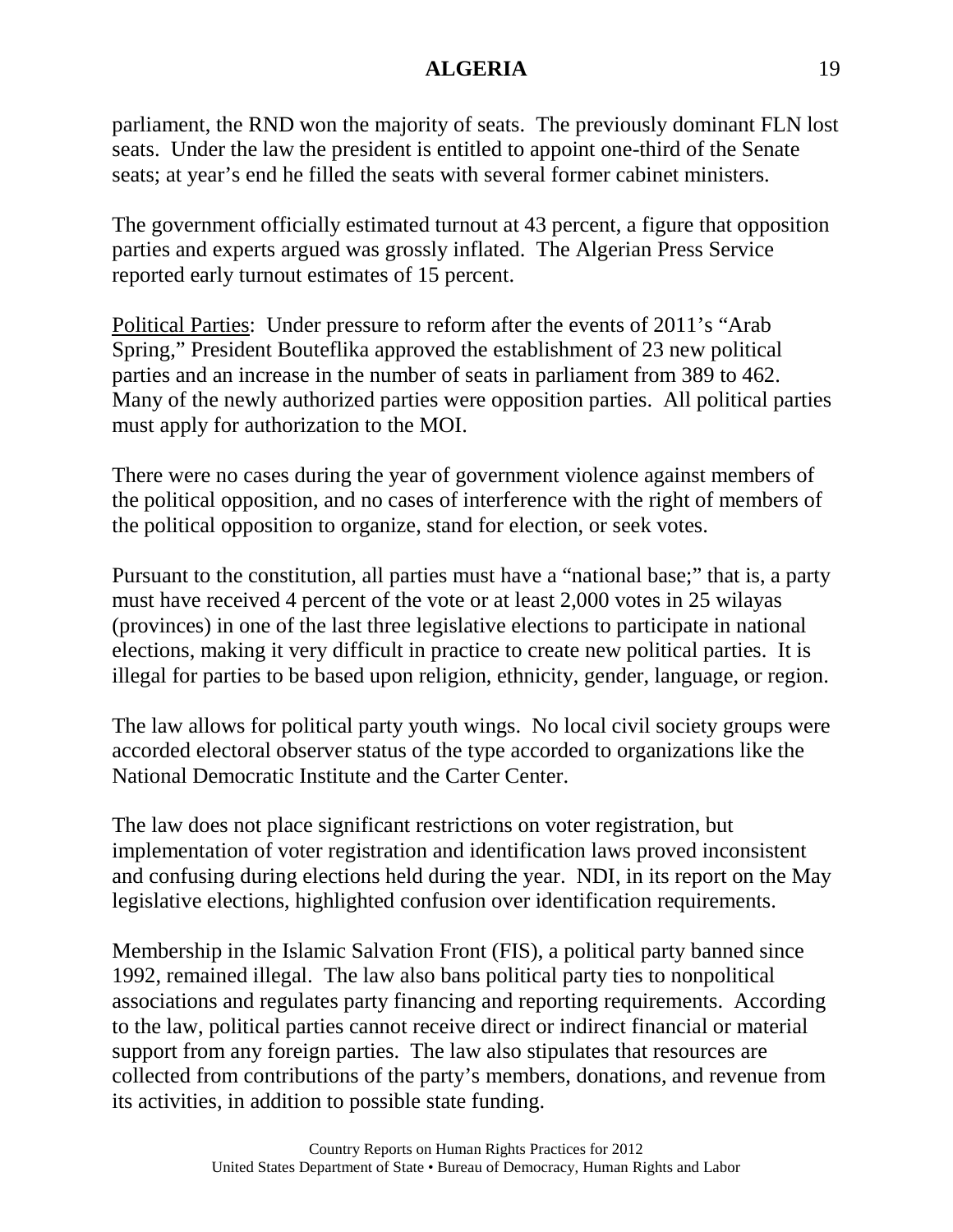parliament, the RND won the majority of seats. The previously dominant FLN lost seats. Under the law the president is entitled to appoint one-third of the Senate seats; at year's end he filled the seats with several former cabinet ministers.

The government officially estimated turnout at 43 percent, a figure that opposition parties and experts argued was grossly inflated. The Algerian Press Service reported early turnout estimates of 15 percent.

Political Parties: Under pressure to reform after the events of 2011's "Arab Spring," President Bouteflika approved the establishment of 23 new political parties and an increase in the number of seats in parliament from 389 to 462. Many of the newly authorized parties were opposition parties. All political parties must apply for authorization to the MOI.

There were no cases during the year of government violence against members of the political opposition, and no cases of interference with the right of members of the political opposition to organize, stand for election, or seek votes.

Pursuant to the constitution, all parties must have a "national base;" that is, a party must have received 4 percent of the vote or at least 2,000 votes in 25 wilayas (provinces) in one of the last three legislative elections to participate in national elections, making it very difficult in practice to create new political parties. It is illegal for parties to be based upon religion, ethnicity, gender, language, or region.

The law allows for political party youth wings. No local civil society groups were accorded electoral observer status of the type accorded to organizations like the National Democratic Institute and the Carter Center.

The law does not place significant restrictions on voter registration, but implementation of voter registration and identification laws proved inconsistent and confusing during elections held during the year. NDI, in its report on the May legislative elections, highlighted confusion over identification requirements.

Membership in the Islamic Salvation Front (FIS), a political party banned since 1992, remained illegal. The law also bans political party ties to nonpolitical associations and regulates party financing and reporting requirements. According to the law, political parties cannot receive direct or indirect financial or material support from any foreign parties. The law also stipulates that resources are collected from contributions of the party's members, donations, and revenue from its activities, in addition to possible state funding.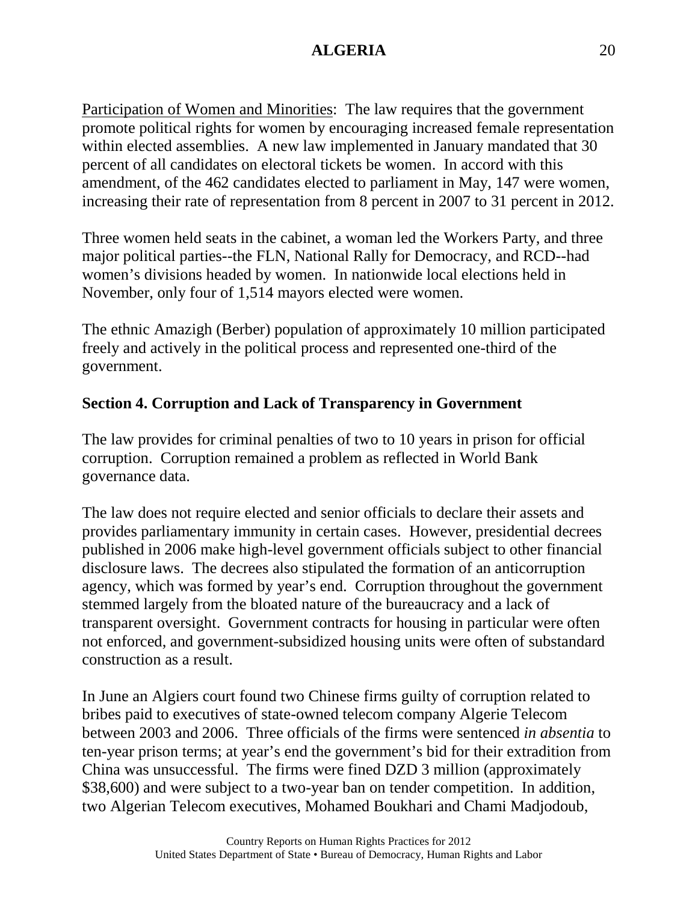Participation of Women and Minorities: The law requires that the government promote political rights for women by encouraging increased female representation within elected assemblies. A new law implemented in January mandated that 30 percent of all candidates on electoral tickets be women. In accord with this amendment, of the 462 candidates elected to parliament in May, 147 were women, increasing their rate of representation from 8 percent in 2007 to 31 percent in 2012.

Three women held seats in the cabinet, a woman led the Workers Party, and three major political parties--the FLN, National Rally for Democracy, and RCD--had women's divisions headed by women. In nationwide local elections held in November, only four of 1,514 mayors elected were women.

The ethnic Amazigh (Berber) population of approximately 10 million participated freely and actively in the political process and represented one-third of the government.

## Section 4. Corruption and Lack of Transparency in Government

The law provides for criminal penalties of two to 10 years in prison for official corruption. Corruption remained a problem as reflected in World Bank governance data.

The law does not require elected and senior officials to declare their assets and provides parliamentary immunity in certain cases. However, presidential decrees published in 2006 make high-level government officials subject to other financial disclosure laws. The decrees also stipulated the formation of an anticorruption agency, which was formed by year's end. Corruption throughout the government stemmed largely from the bloated nature of the bureaucracy and a lack of transparent oversight. Government contracts for housing in particular were often not enforced, and government-subsidized housing units were often of substandard construction as a result.

In June an Algiers court found two Chinese firms guilty of corruption related to bribes paid to executives of state-owned telecom company Algerie Telecom between 2003 and 2006. Three officials of the firms were sentenced *in absentia* to ten-year prison terms; at year's end the government's bid for their extradition from China was unsuccessful. The firms were fined DZD 3 million (approximately $38,600) and were subject to a two-year ban on tender competition. In addition, two Algerian Telecom executives, Mohamed Boukhari and Chami Madjodoub,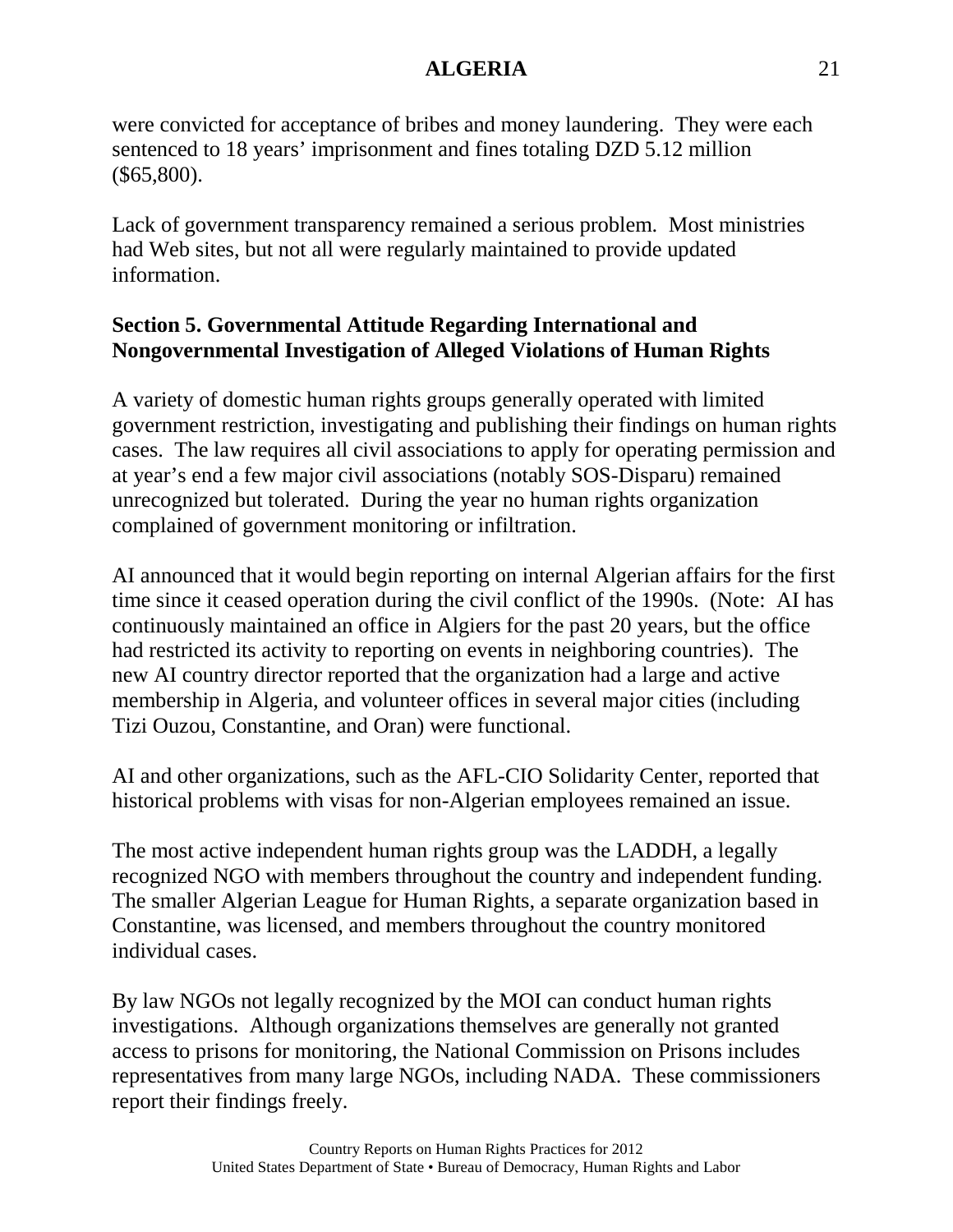were convicted for acceptance of bribes and money laundering. They were each sentenced to 18 years' imprisonment and fines totaling DZD 5.12 million ($65,800).

Lack of government transparency remained a serious problem. Most ministries had Web sites, but not all were regularly maintained to provide updated information.

## Section 5. Governmental Attitude Regarding International and Nongovernmental Investigation of Alleged Violations of Human Rights

A variety of domestic human rights groups generally operated with limited government restriction, investigating and publishing their findings on human rights cases. The law requires all civil associations to apply for operating permission and at year's end a few major civil associations (notably SOS-Disparu) remained unrecognized but tolerated. During the year no human rights organization complained of government monitoring or infiltration.

AI announced that it would begin reporting on internal Algerian affairs for the first time since it ceased operation during the civil conflict of the 1990s. (Note: AI has continuously maintained an office in Algiers for the past 20 years, but the office had restricted its activity to reporting on events in neighboring countries). The new AI country director reported that the organization had a large and active membership in Algeria, and volunteer offices in several major cities (including Tizi Ouzou, Constantine, and Oran) were functional.

AI and other organizations, such as the AFL-CIO Solidarity Center, reported that historical problems with visas for non-Algerian employees remained an issue.

The most active independent human rights group was the LADDH, a legally recognized NGO with members throughout the country and independent funding. The smaller Algerian League for Human Rights, a separate organization based in Constantine, was licensed, and members throughout the country monitored individual cases.

By law NGOs not legally recognized by the MOI can conduct human rights investigations. Although organizations themselves are generally not granted access to prisons for monitoring, the National Commission on Prisons includes representatives from many large NGOs, including NADA. These commissioners report their findings freely.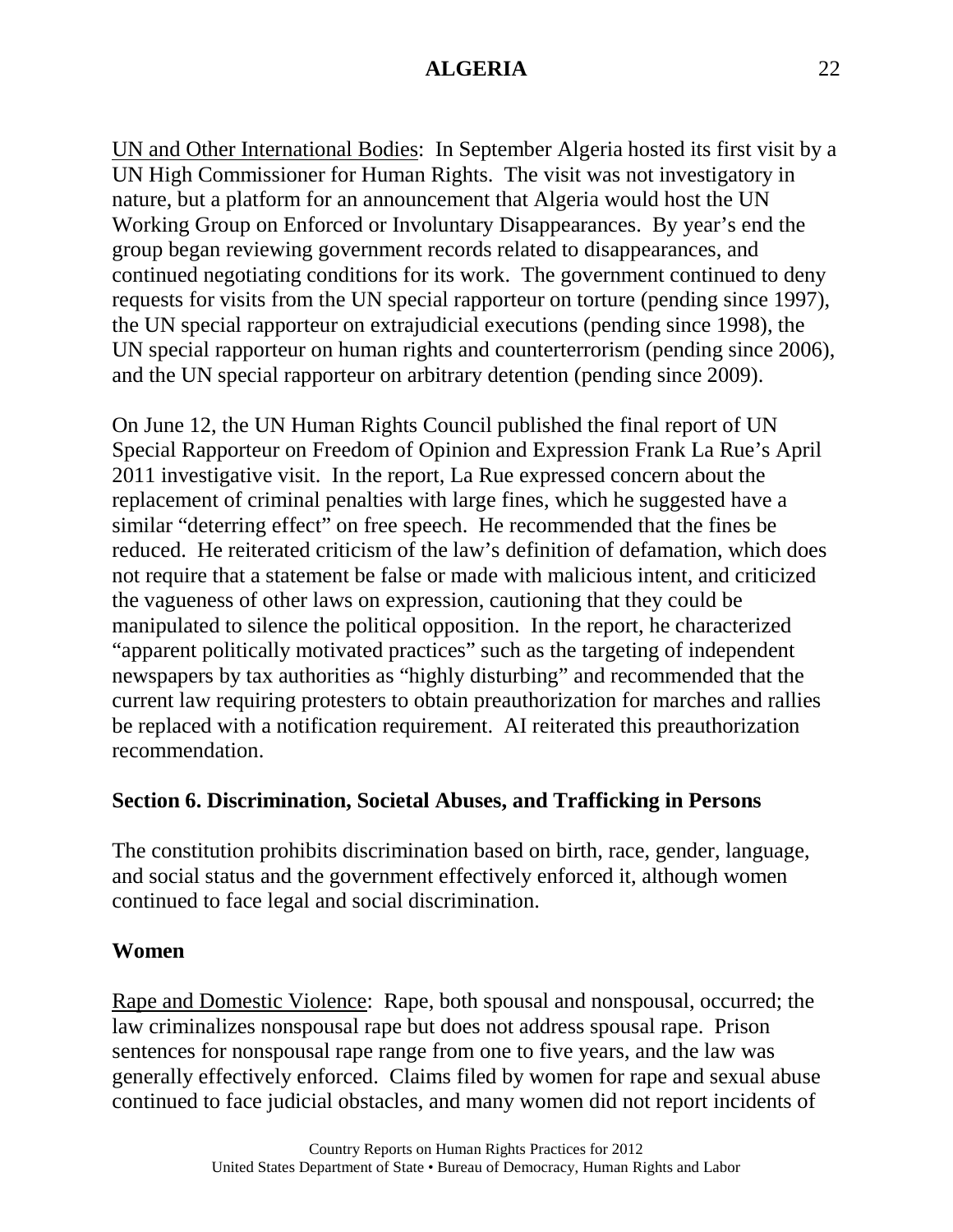UN and Other International Bodies: In September Algeria hosted its first visit by a UN High Commissioner for Human Rights. The visit was not investigatory in nature, but a platform for an announcement that Algeria would host the UN Working Group on Enforced or Involuntary Disappearances. By year's end the group began reviewing government records related to disappearances, and continued negotiating conditions for its work. The government continued to deny requests for visits from the UN special rapporteur on torture (pending since 1997), the UN special rapporteur on extrajudicial executions (pending since 1998), the UN special rapporteur on human rights and counterterrorism (pending since 2006), and the UN special rapporteur on arbitrary detention (pending since 2009).

On June 12, the UN Human Rights Council published the final report of UN Special Rapporteur on Freedom of Opinion and Expression Frank La Rue's April 2011 investigative visit. In the report, La Rue expressed concern about the replacement of criminal penalties with large fines, which he suggested have a similar "deterring effect" on free speech. He recommended that the fines be reduced. He reiterated criticism of the law's definition of defamation, which does not require that a statement be false or made with malicious intent, and criticized the vagueness of other laws on expression, cautioning that they could be manipulated to silence the political opposition. In the report, he characterized "apparent politically motivated practices" such as the targeting of independent newspapers by tax authorities as "highly disturbing" and recommended that the current law requiring protesters to obtain preauthorization for marches and rallies be replaced with a notification requirement. AI reiterated this preauthorization recommendation.

## Section 6. Discrimination, Societal Abuses, and Trafficking in Persons

The constitution prohibits discrimination based on birth, race, gender, language, and social status and the government effectively enforced it, although women continued to face legal and social discrimination.

### Women

Rape and Domestic Violence: Rape, both spousal and nonspousal, occurred; the law criminalizes nonspousal rape but does not address spousal rape. Prison sentences for nonspousal rape range from one to five years, and the law was generally effectively enforced. Claims filed by women for rape and sexual abuse continued to face judicial obstacles, and many women did not report incidents of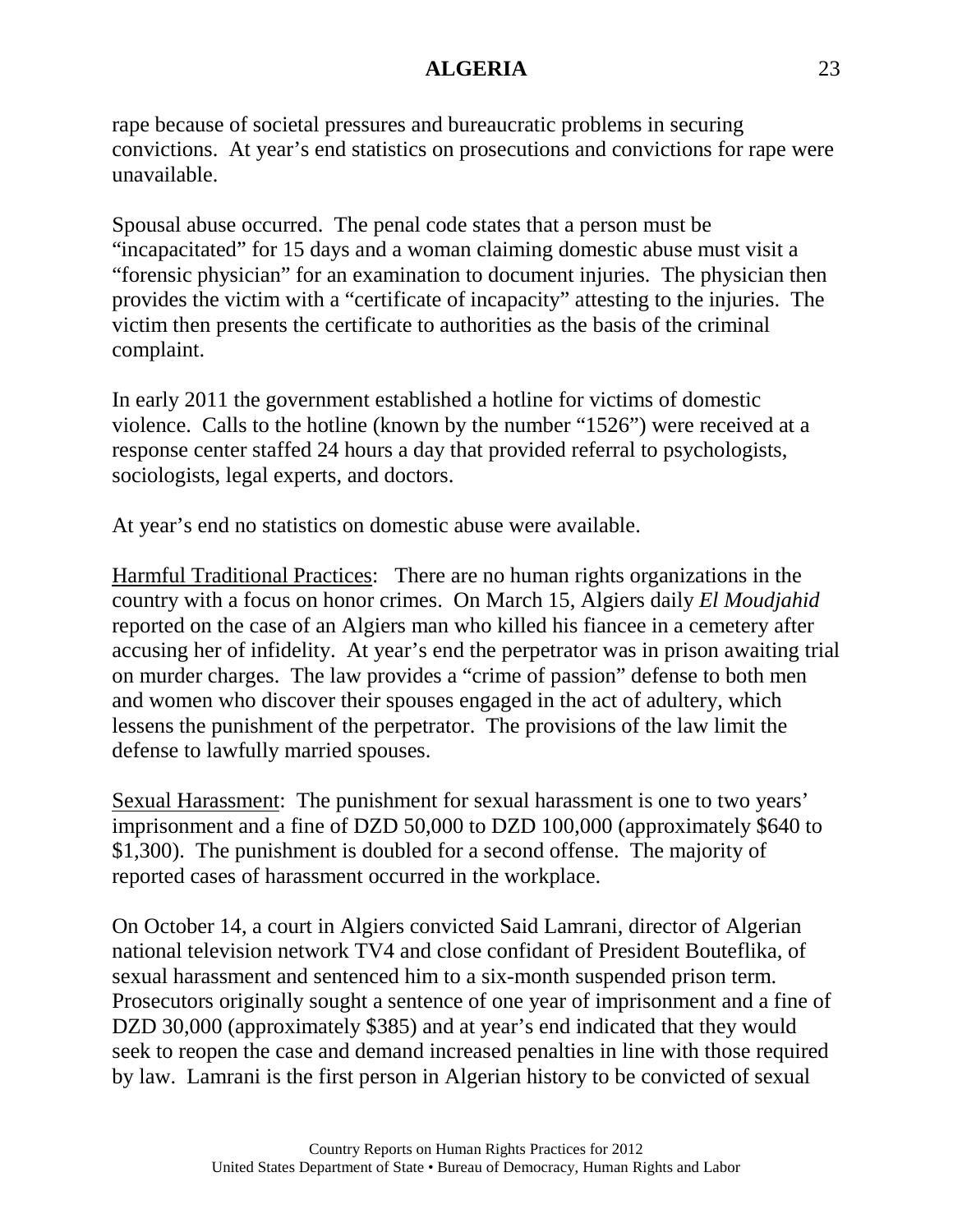rape because of societal pressures and bureaucratic problems in securing convictions. At year's end statistics on prosecutions and convictions for rape were unavailable.

Spousal abuse occurred. The penal code states that a person must be "incapacitated" for 15 days and a woman claiming domestic abuse must visit a "forensic physician" for an examination to document injuries. The physician then provides the victim with a "certificate of incapacity" attesting to the injuries. The victim then presents the certificate to authorities as the basis of the criminal complaint.

In early 2011 the government established a hotline for victims of domestic violence. Calls to the hotline (known by the number "1526") were received at a response center staffed 24 hours a day that provided referral to psychologists, sociologists, legal experts, and doctors.

At year's end no statistics on domestic abuse were available.

Harmful Traditional Practices: There are no human rights organizations in the country with a focus on honor crimes. On March 15, Algiers daily *El Moudjahid* reported on the case of an Algiers man who killed his fiancee in a cemetery after accusing her of infidelity. At year's end the perpetrator was in prison awaiting trial on murder charges. The law provides a "crime of passion" defense to both men and women who discover their spouses engaged in the act of adultery, which lessens the punishment of the perpetrator. The provisions of the law limit the defense to lawfully married spouses.

Sexual Harassment: The punishment for sexual harassment is one to two years' imprisonment and a fine of DZD 50,000 to DZD 100,000 (approximately $640 to $1,300). The punishment is doubled for a second offense. The majority of reported cases of harassment occurred in the workplace.

On October 14, a court in Algiers convicted Said Lamrani, director of Algerian national television network TV4 and close confidant of President Bouteflika, of sexual harassment and sentenced him to a six-month suspended prison term. Prosecutors originally sought a sentence of one year of imprisonment and a fine of DZD 30,000 (approximately $385) and at year's end indicated that they would seek to reopen the case and demand increased penalties in line with those required by law. Lamrani is the first person in Algerian history to be convicted of sexual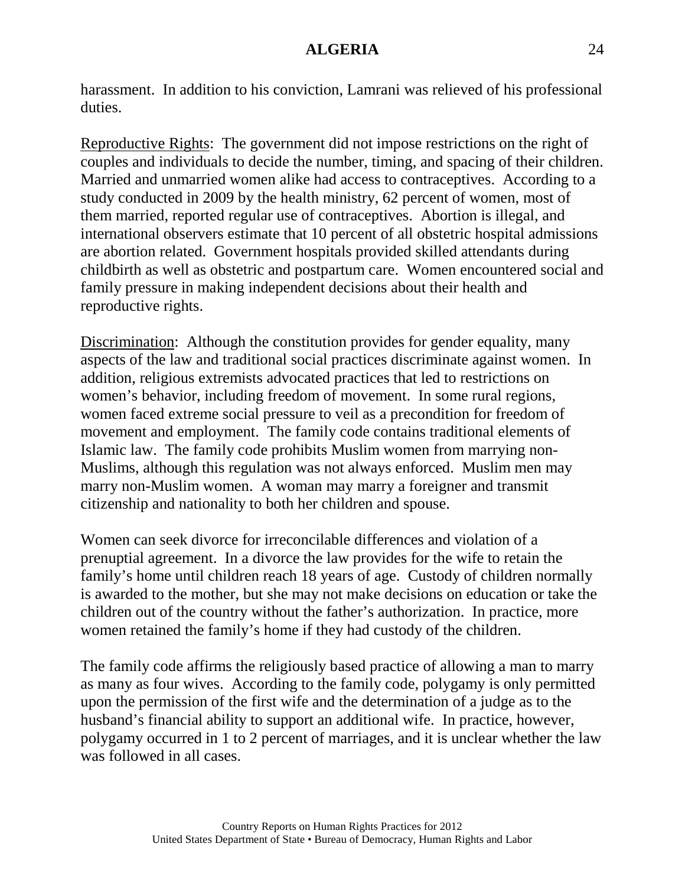harassment. In addition to his conviction, Lamrani was relieved of his professional duties.

Reproductive Rights: The government did not impose restrictions on the right of couples and individuals to decide the number, timing, and spacing of their children. Married and unmarried women alike had access to contraceptives. According to a study conducted in 2009 by the health ministry, 62 percent of women, most of them married, reported regular use of contraceptives. Abortion is illegal, and international observers estimate that 10 percent of all obstetric hospital admissions are abortion related. Government hospitals provided skilled attendants during childbirth as well as obstetric and postpartum care. Women encountered social and family pressure in making independent decisions about their health and reproductive rights.

Discrimination: Although the constitution provides for gender equality, many aspects of the law and traditional social practices discriminate against women. In addition, religious extremists advocated practices that led to restrictions on women's behavior, including freedom of movement. In some rural regions, women faced extreme social pressure to veil as a precondition for freedom of movement and employment. The family code contains traditional elements of Islamic law. The family code prohibits Muslim women from marrying non-Muslims, although this regulation was not always enforced. Muslim men may marry non-Muslim women. A woman may marry a foreigner and transmit citizenship and nationality to both her children and spouse.

Women can seek divorce for irreconcilable differences and violation of a prenuptial agreement. In a divorce the law provides for the wife to retain the family's home until children reach 18 years of age. Custody of children normally is awarded to the mother, but she may not make decisions on education or take the children out of the country without the father's authorization. In practice, more women retained the family's home if they had custody of the children.

The family code affirms the religiously based practice of allowing a man to marry as many as four wives. According to the family code, polygamy is only permitted upon the permission of the first wife and the determination of a judge as to the husband's financial ability to support an additional wife. In practice, however, polygamy occurred in 1 to 2 percent of marriages, and it is unclear whether the law was followed in all cases.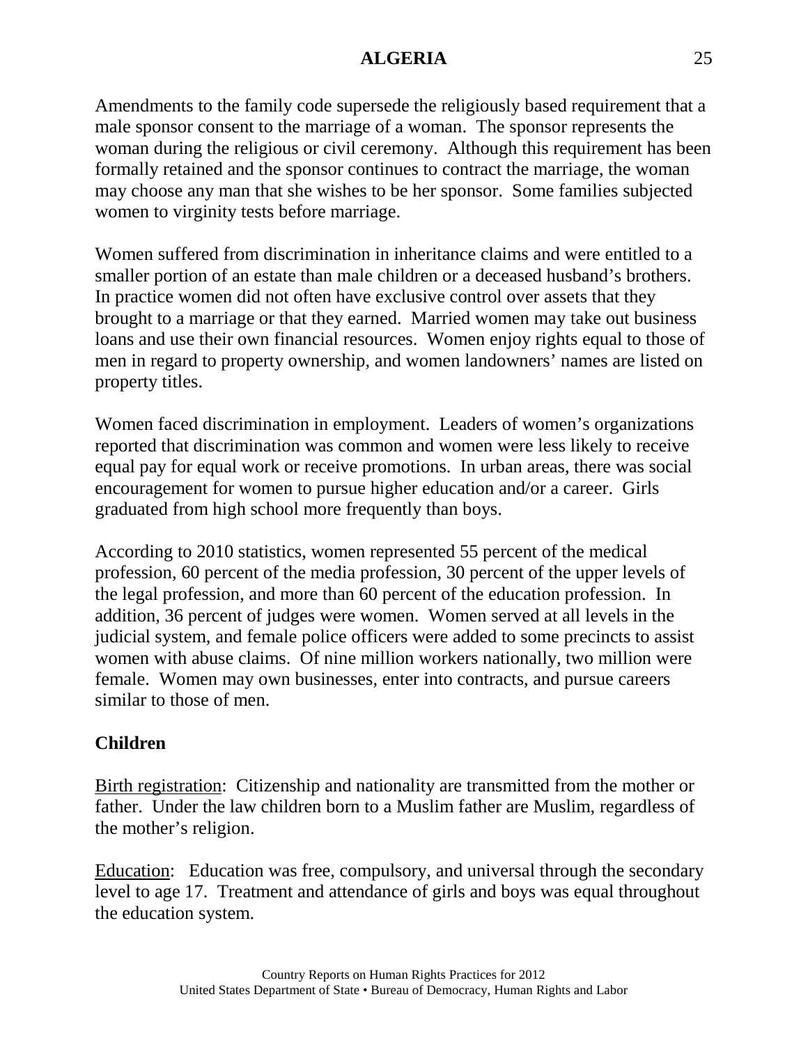Amendments to the family code supersede the religiously based requirement that a male sponsor consent to the marriage of a woman. The sponsor represents the woman during the religious or civil ceremony. Although this requirement has been formally retained and the sponsor continues to contract the marriage, the woman may choose any man that she wishes to be her sponsor. Some families subjected women to virginity tests before marriage.

Women suffered from discrimination in inheritance claims and were entitled to a smaller portion of an estate than male children or a deceased husband's brothers. In practice women did not often have exclusive control over assets that they brought to a marriage or that they earned. Married women may take out business loans and use their own financial resources. Women enjoy rights equal to those of men in regard to property ownership, and women landowners' names are listed on property titles.

Women faced discrimination in employment. Leaders of women's organizations reported that discrimination was common and women were less likely to receive equal pay for equal work or receive promotions. In urban areas, there was social encouragement for women to pursue higher education and/or a career. Girls graduated from high school more frequently than boys.

According to 2010 statistics, women represented 55 percent of the medical profession, 60 percent of the media profession, 30 percent of the upper levels of the legal profession, and more than 60 percent of the education profession. In addition, 36 percent of judges were women. Women served at all levels in the judicial system, and female police officers were added to some precincts to assist women with abuse claims. Of nine million workers nationally, two million were female. Women may own businesses, enter into contracts, and pursue careers similar to those of men.

## Children

Birth registration: Citizenship and nationality are transmitted from the mother or father. Under the law children born to a Muslim father are Muslim, regardless of the mother's religion.

Education: Education was free, compulsory, and universal through the secondary level to age 17. Treatment and attendance of girls and boys was equal throughout the education system.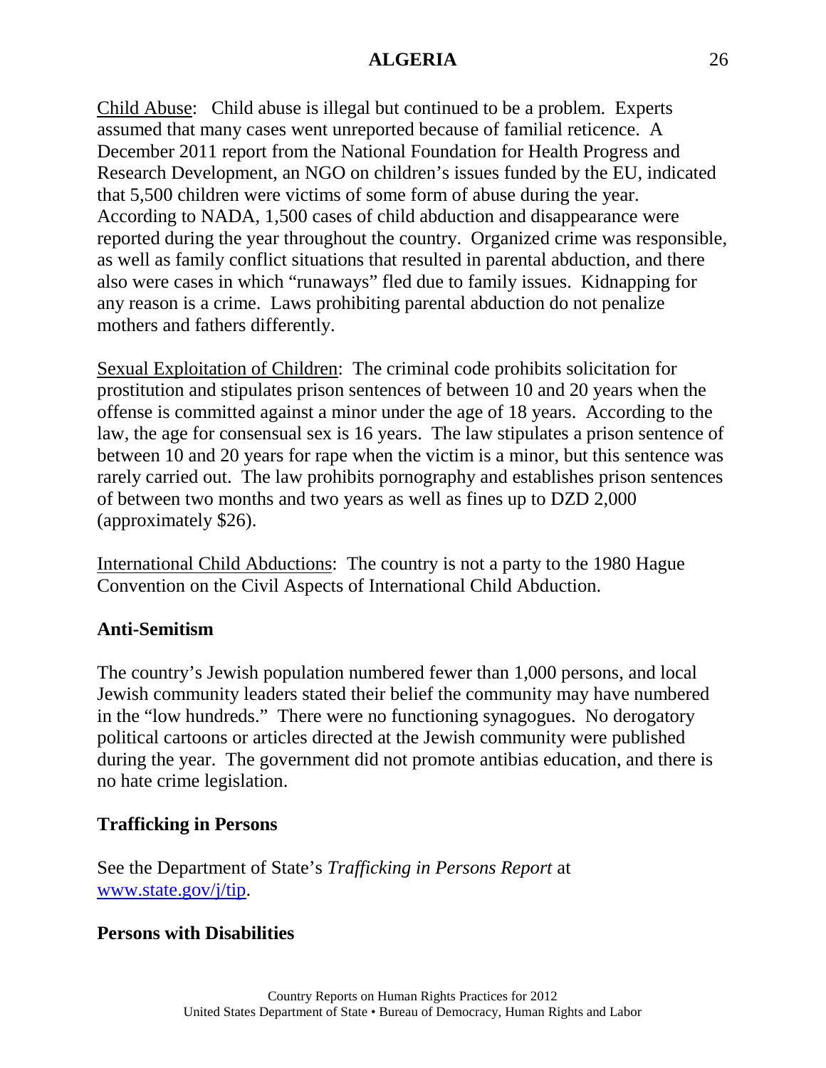Child Abuse: Child abuse is illegal but continued to be a problem. Experts assumed that many cases went unreported because of familial reticence. A December 2011 report from the National Foundation for Health Progress and Research Development, an NGO on children's issues funded by the EU, indicated that 5,500 children were victims of some form of abuse during the year. According to NADA, 1,500 cases of child abduction and disappearance were reported during the year throughout the country. Organized crime was responsible, as well as family conflict situations that resulted in parental abduction, and there also were cases in which "runaways" fled due to family issues. Kidnapping for any reason is a crime. Laws prohibiting parental abduction do not penalize mothers and fathers differently.

Sexual Exploitation of Children: The criminal code prohibits solicitation for prostitution and stipulates prison sentences of between 10 and 20 years when the offense is committed against a minor under the age of 18 years. According to the law, the age for consensual sex is 16 years. The law stipulates a prison sentence of between 10 and 20 years for rape when the victim is a minor, but this sentence was rarely carried out. The law prohibits pornography and establishes prison sentences of between two months and two years as well as fines up to DZD 2,000 (approximately $26).

International Child Abductions: The country is not a party to the 1980 Hague Convention on the Civil Aspects of International Child Abduction.

## Anti-Semitism

The country's Jewish population numbered fewer than 1,000 persons, and local Jewish community leaders stated their belief the community may have numbered in the "low hundreds." There were no functioning synagogues. No derogatory political cartoons or articles directed at the Jewish community were published during the year. The government did not promote antibias education, and there is no hate crime legislation.

## Trafficking in Persons

See the Department of State's *Trafficking in Persons Report* at www.state.gov/j/tip.

## Persons with Disabilities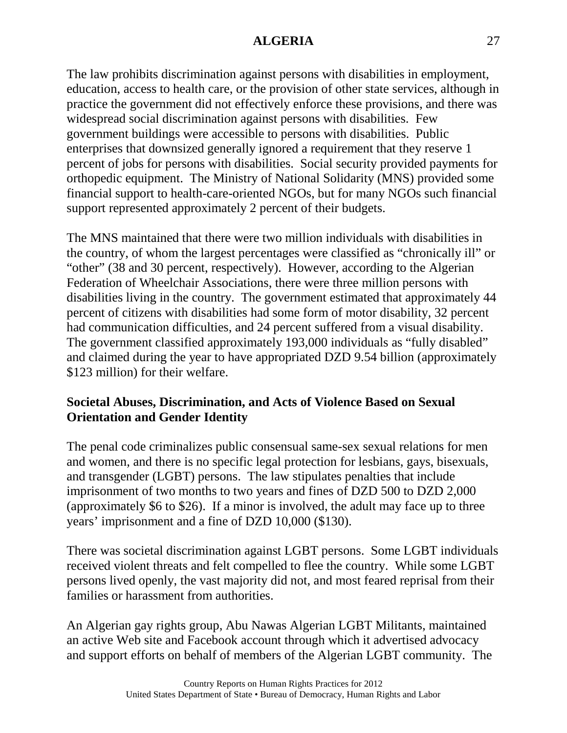The law prohibits discrimination against persons with disabilities in employment, education, access to health care, or the provision of other state services, although in practice the government did not effectively enforce these provisions, and there was widespread social discrimination against persons with disabilities. Few government buildings were accessible to persons with disabilities. Public enterprises that downsized generally ignored a requirement that they reserve 1 percent of jobs for persons with disabilities. Social security provided payments for orthopedic equipment. The Ministry of National Solidarity (MNS) provided some financial support to health-care-oriented NGOs, but for many NGOs such financial support represented approximately 2 percent of their budgets.

The MNS maintained that there were two million individuals with disabilities in the country, of whom the largest percentages were classified as "chronically ill" or "other" (38 and 30 percent, respectively). However, according to the Algerian Federation of Wheelchair Associations, there were three million persons with disabilities living in the country. The government estimated that approximately 44 percent of citizens with disabilities had some form of motor disability, 32 percent had communication difficulties, and 24 percent suffered from a visual disability. The government classified approximately 193,000 individuals as "fully disabled" and claimed during the year to have appropriated DZD 9.54 billion (approximately $123 million) for their welfare.

**Societal Abuses, Discrimination, and Acts of Violence Based on Sexual Orientation and Gender Identity**

The penal code criminalizes public consensual same-sex sexual relations for men and women, and there is no specific legal protection for lesbians, gays, bisexuals, and transgender (LGBT) persons. The law stipulates penalties that include imprisonment of two months to two years and fines of DZD 500 to DZD 2,000 (approximately $6 to $26). If a minor is involved, the adult may face up to three years' imprisonment and a fine of DZD 10,000 ($130).

There was societal discrimination against LGBT persons. Some LGBT individuals received violent threats and felt compelled to flee the country. While some LGBT persons lived openly, the vast majority did not, and most feared reprisal from their families or harassment from authorities.

An Algerian gay rights group, Abu Nawas Algerian LGBT Militants, maintained an active Web site and Facebook account through which it advertised advocacy and support efforts on behalf of members of the Algerian LGBT community. The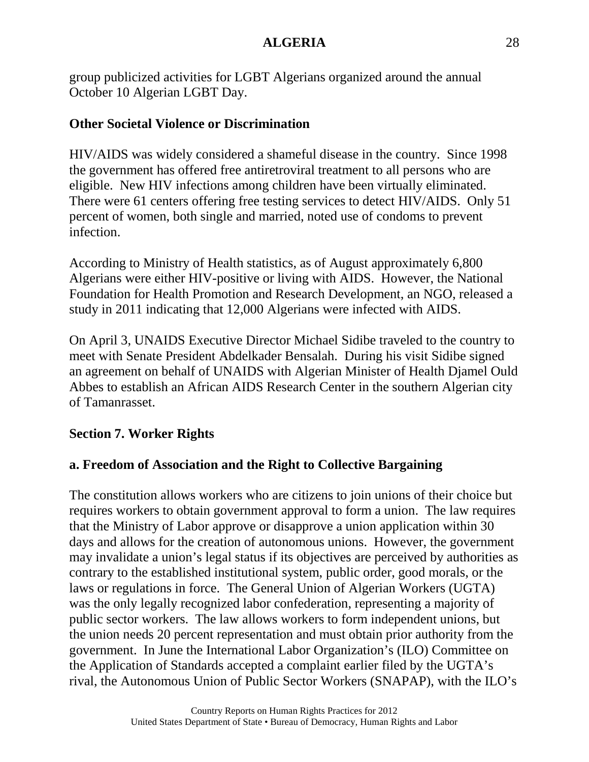group publicized activities for LGBT Algerians organized around the annual October 10 Algerian LGBT Day.

**Other Societal Violence or Discrimination**

HIV/AIDS was widely considered a shameful disease in the country. Since 1998 the government has offered free antiretroviral treatment to all persons who are eligible. New HIV infections among children have been virtually eliminated. There were 61 centers offering free testing services to detect HIV/AIDS. Only 51 percent of women, both single and married, noted use of condoms to prevent infection.

According to Ministry of Health statistics, as of August approximately 6,800 Algerians were either HIV-positive or living with AIDS. However, the National Foundation for Health Promotion and Research Development, an NGO, released a study in 2011 indicating that 12,000 Algerians were infected with AIDS.

On April 3, UNAIDS Executive Director Michael Sidibe traveled to the country to meet with Senate President Abdelkader Bensalah. During his visit Sidibe signed an agreement on behalf of UNAIDS with Algerian Minister of Health Djamel Ould Abbes to establish an African AIDS Research Center in the southern Algerian city of Tamanrasset.

## Section 7. Worker Rights

### a. Freedom of Association and the Right to Collective Bargaining

The constitution allows workers who are citizens to join unions of their choice but requires workers to obtain government approval to form a union. The law requires that the Ministry of Labor approve or disapprove a union application within 30 days and allows for the creation of autonomous unions. However, the government may invalidate a union's legal status if its objectives are perceived by authorities as contrary to the established institutional system, public order, good morals, or the laws or regulations in force. The General Union of Algerian Workers (UGTA) was the only legally recognized labor confederation, representing a majority of public sector workers. The law allows workers to form independent unions, but the union needs 20 percent representation and must obtain prior authority from the government. In June the International Labor Organization's (ILO) Committee on the Application of Standards accepted a complaint earlier filed by the UGTA's rival, the Autonomous Union of Public Sector Workers (SNAPAP), with the ILO's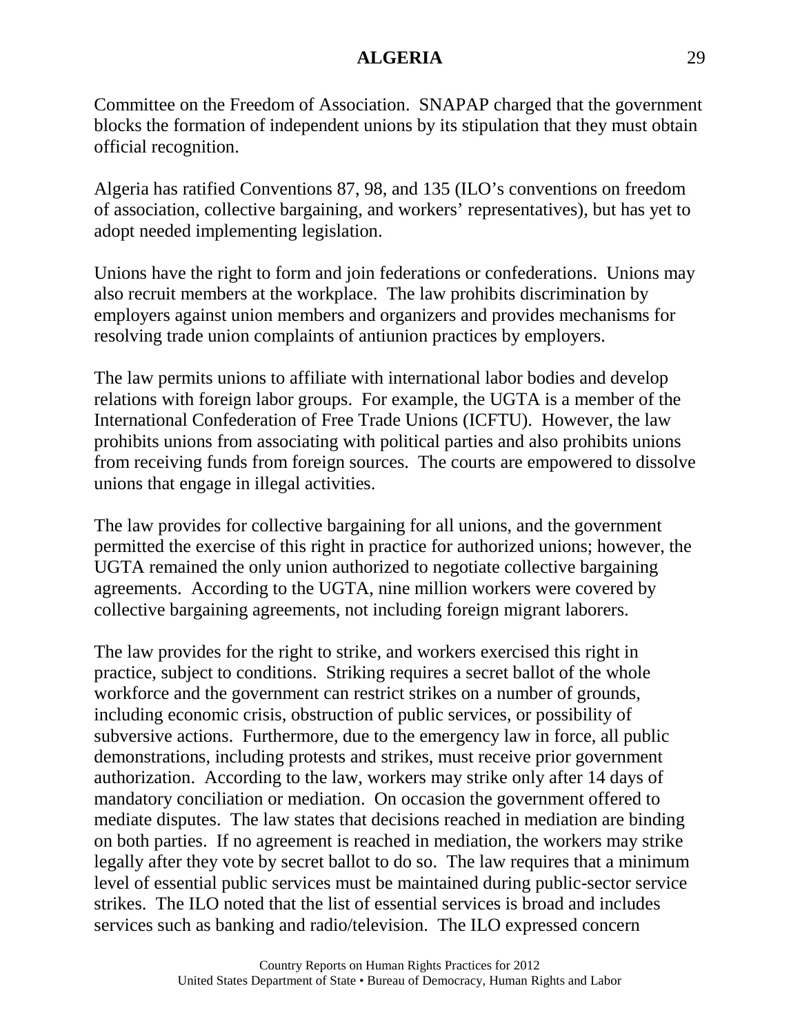Committee on the Freedom of Association. SNAPAP charged that the government blocks the formation of independent unions by its stipulation that they must obtain official recognition.

Algeria has ratified Conventions 87, 98, and 135 (ILO's conventions on freedom of association, collective bargaining, and workers' representatives), but has yet to adopt needed implementing legislation.

Unions have the right to form and join federations or confederations. Unions may also recruit members at the workplace. The law prohibits discrimination by employers against union members and organizers and provides mechanisms for resolving trade union complaints of antiunion practices by employers.

The law permits unions to affiliate with international labor bodies and develop relations with foreign labor groups. For example, the UGTA is a member of the International Confederation of Free Trade Unions (ICFTU). However, the law prohibits unions from associating with political parties and also prohibits unions from receiving funds from foreign sources. The courts are empowered to dissolve unions that engage in illegal activities.

The law provides for collective bargaining for all unions, and the government permitted the exercise of this right in practice for authorized unions; however, the UGTA remained the only union authorized to negotiate collective bargaining agreements. According to the UGTA, nine million workers were covered by collective bargaining agreements, not including foreign migrant laborers.

The law provides for the right to strike, and workers exercised this right in practice, subject to conditions. Striking requires a secret ballot of the whole workforce and the government can restrict strikes on a number of grounds, including economic crisis, obstruction of public services, or possibility of subversive actions. Furthermore, due to the emergency law in force, all public demonstrations, including protests and strikes, must receive prior government authorization. According to the law, workers may strike only after 14 days of mandatory conciliation or mediation. On occasion the government offered to mediate disputes. The law states that decisions reached in mediation are binding on both parties. If no agreement is reached in mediation, the workers may strike legally after they vote by secret ballot to do so. The law requires that a minimum level of essential public services must be maintained during public-sector service strikes. The ILO noted that the list of essential services is broad and includes services such as banking and radio/television. The ILO expressed concern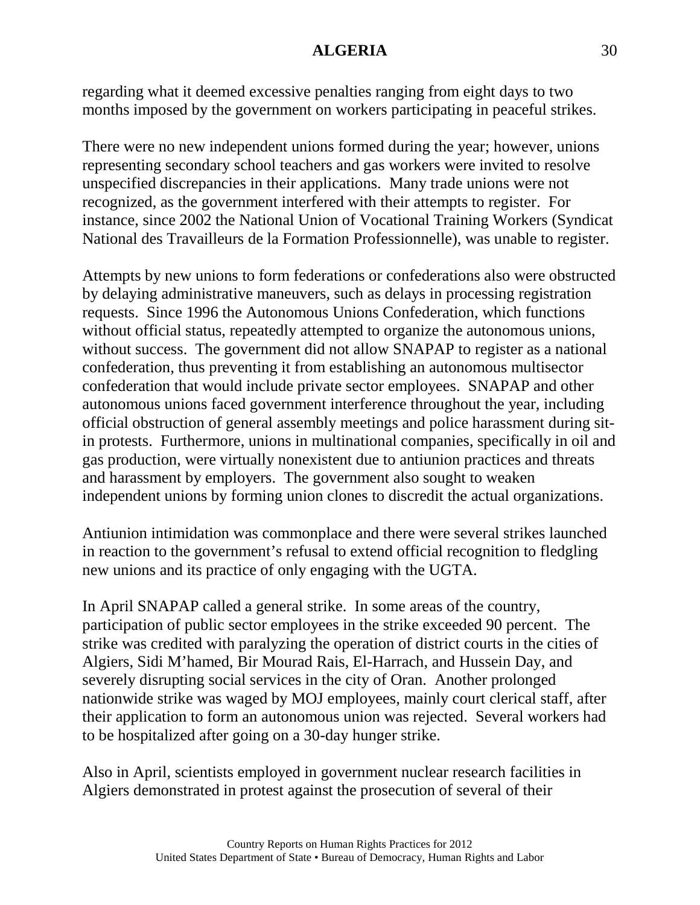regarding what it deemed excessive penalties ranging from eight days to two months imposed by the government on workers participating in peaceful strikes.

There were no new independent unions formed during the year; however, unions representing secondary school teachers and gas workers were invited to resolve unspecified discrepancies in their applications. Many trade unions were not recognized, as the government interfered with their attempts to register. For instance, since 2002 the National Union of Vocational Training Workers (Syndicat National des Travailleurs de la Formation Professionnelle), was unable to register.

Attempts by new unions to form federations or confederations also were obstructed by delaying administrative maneuvers, such as delays in processing registration requests. Since 1996 the Autonomous Unions Confederation, which functions without official status, repeatedly attempted to organize the autonomous unions, without success. The government did not allow SNAPAP to register as a national confederation, thus preventing it from establishing an autonomous multisector confederation that would include private sector employees. SNAPAP and other autonomous unions faced government interference throughout the year, including official obstruction of general assembly meetings and police harassment during sit-in protests. Furthermore, unions in multinational companies, specifically in oil and gas production, were virtually nonexistent due to antiunion practices and threats and harassment by employers. The government also sought to weaken independent unions by forming union clones to discredit the actual organizations.

Antiunion intimidation was commonplace and there were several strikes launched in reaction to the government's refusal to extend official recognition to fledgling new unions and its practice of only engaging with the UGTA.

In April SNAPAP called a general strike. In some areas of the country, participation of public sector employees in the strike exceeded 90 percent. The strike was credited with paralyzing the operation of district courts in the cities of Algiers, Sidi M'hamed, Bir Mourad Rais, El-Harrach, and Hussein Day, and severely disrupting social services in the city of Oran. Another prolonged nationwide strike was waged by MOJ employees, mainly court clerical staff, after their application to form an autonomous union was rejected. Several workers had to be hospitalized after going on a 30-day hunger strike.

Also in April, scientists employed in government nuclear research facilities in Algiers demonstrated in protest against the prosecution of several of their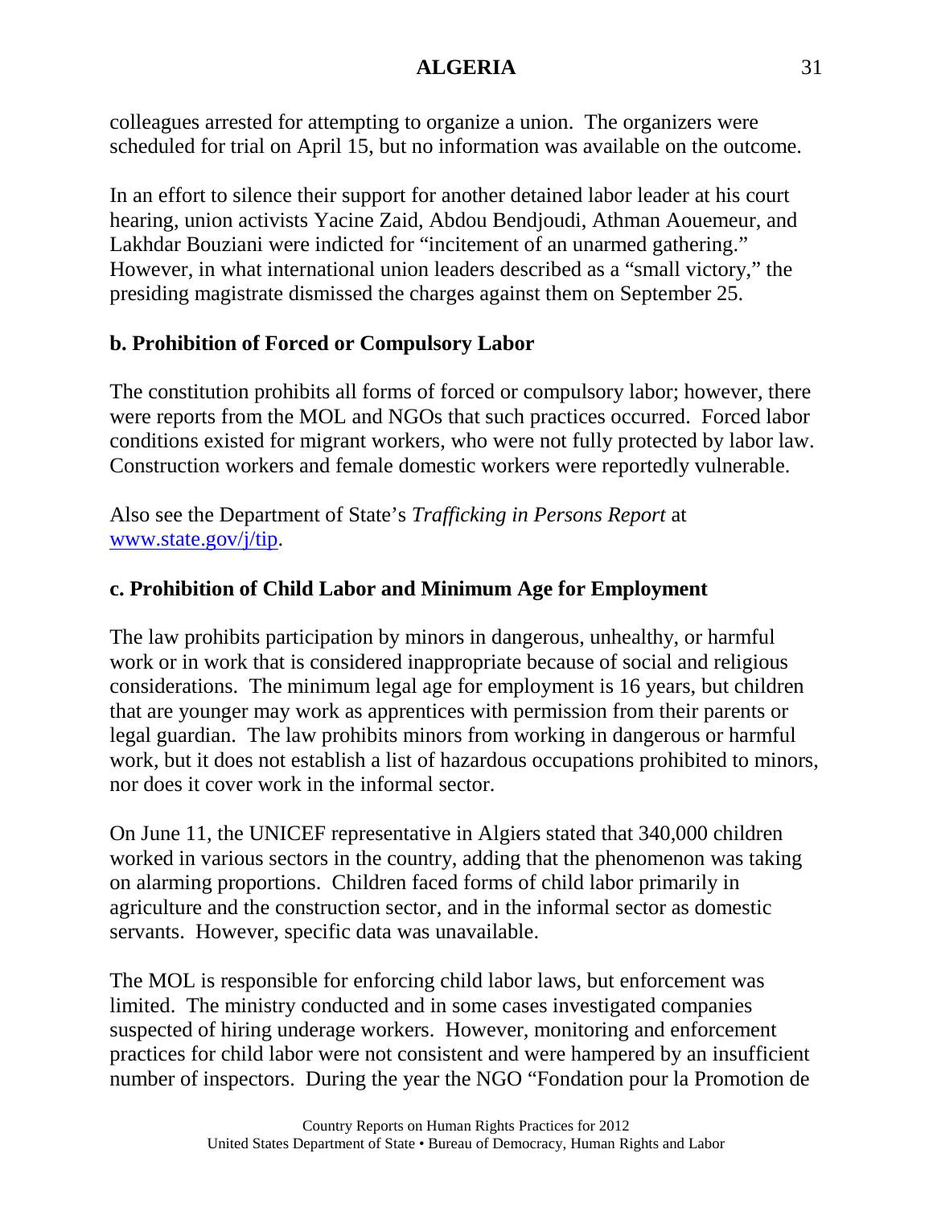colleagues arrested for attempting to organize a union. The organizers were scheduled for trial on April 15, but no information was available on the outcome.

In an effort to silence their support for another detained labor leader at his court hearing, union activists Yacine Zaid, Abdou Bendjoudi, Athman Aouemeur, and Lakhdar Bouziani were indicted for "incitement of an unarmed gathering." However, in what international union leaders described as a "small victory," the presiding magistrate dismissed the charges against them on September 25.

**b. Prohibition of Forced or Compulsory Labor**

The constitution prohibits all forms of forced or compulsory labor; however, there were reports from the MOL and NGOs that such practices occurred. Forced labor conditions existed for migrant workers, who were not fully protected by labor law. Construction workers and female domestic workers were reportedly vulnerable.

Also see the Department of State's *Trafficking in Persons Report* at www.state.gov/j/tip.

**c. Prohibition of Child Labor and Minimum Age for Employment**

The law prohibits participation by minors in dangerous, unhealthy, or harmful work or in work that is considered inappropriate because of social and religious considerations. The minimum legal age for employment is 16 years, but children that are younger may work as apprentices with permission from their parents or legal guardian. The law prohibits minors from working in dangerous or harmful work, but it does not establish a list of hazardous occupations prohibited to minors, nor does it cover work in the informal sector.

On June 11, the UNICEF representative in Algiers stated that 340,000 children worked in various sectors in the country, adding that the phenomenon was taking on alarming proportions. Children faced forms of child labor primarily in agriculture and the construction sector, and in the informal sector as domestic servants. However, specific data was unavailable.

The MOL is responsible for enforcing child labor laws, but enforcement was limited. The ministry conducted and in some cases investigated companies suspected of hiring underage workers. However, monitoring and enforcement practices for child labor were not consistent and were hampered by an insufficient number of inspectors. During the year the NGO "Fondation pour la Promotion de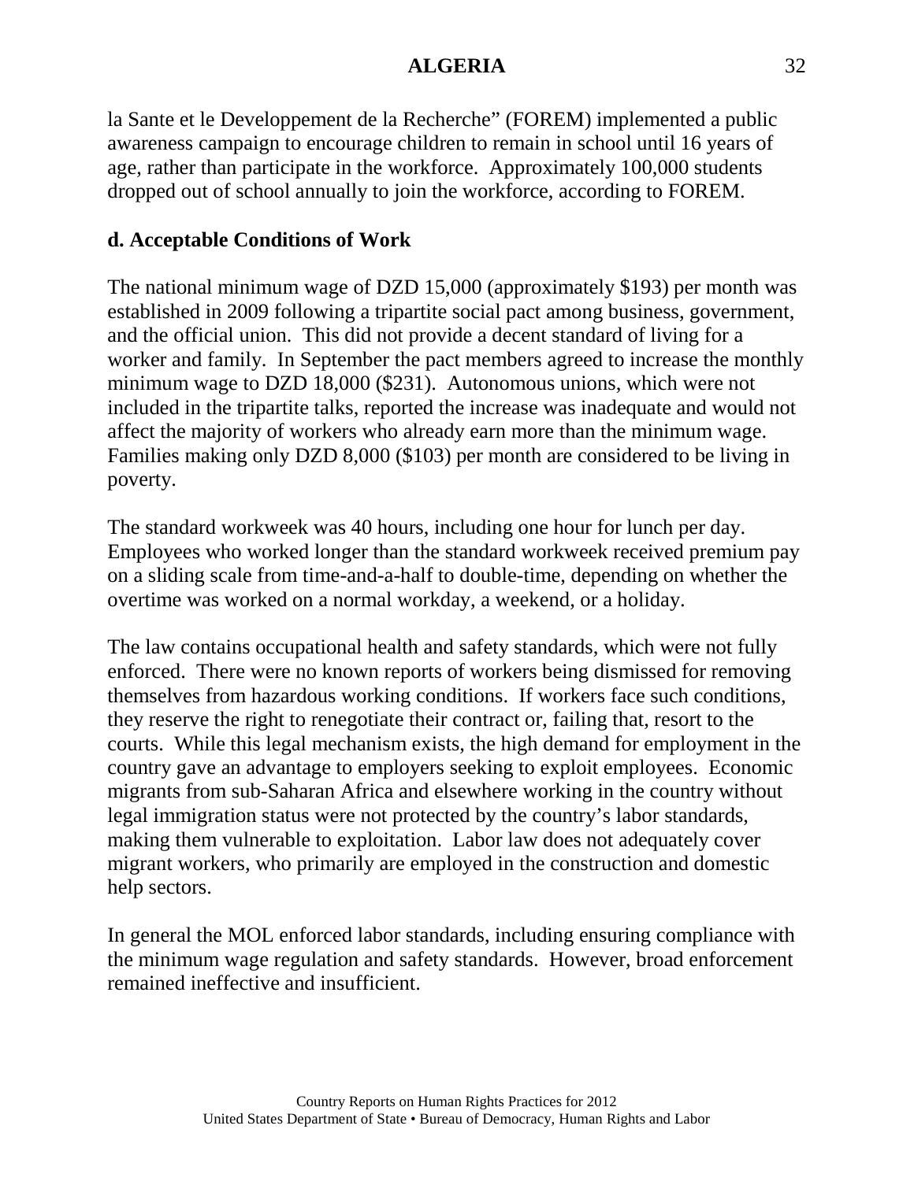la Sante et le Developpement de la Recherche" (FOREM) implemented a public awareness campaign to encourage children to remain in school until 16 years of age, rather than participate in the workforce. Approximately 100,000 students dropped out of school annually to join the workforce, according to FOREM.

## d. Acceptable Conditions of Work

The national minimum wage of DZD 15,000 (approximately $193) per month was established in 2009 following a tripartite social pact among business, government, and the official union. This did not provide a decent standard of living for a worker and family. In September the pact members agreed to increase the monthly minimum wage to DZD 18,000 ($231). Autonomous unions, which were not included in the tripartite talks, reported the increase was inadequate and would not affect the majority of workers who already earn more than the minimum wage. Families making only DZD 8,000 ($103) per month are considered to be living in poverty.

The standard workweek was 40 hours, including one hour for lunch per day. Employees who worked longer than the standard workweek received premium pay on a sliding scale from time-and-a-half to double-time, depending on whether the overtime was worked on a normal workday, a weekend, or a holiday.

The law contains occupational health and safety standards, which were not fully enforced. There were no known reports of workers being dismissed for removing themselves from hazardous working conditions. If workers face such conditions, they reserve the right to renegotiate their contract or, failing that, resort to the courts. While this legal mechanism exists, the high demand for employment in the country gave an advantage to employers seeking to exploit employees. Economic migrants from sub-Saharan Africa and elsewhere working in the country without legal immigration status were not protected by the country's labor standards, making them vulnerable to exploitation. Labor law does not adequately cover migrant workers, who primarily are employed in the construction and domestic help sectors.

In general the MOL enforced labor standards, including ensuring compliance with the minimum wage regulation and safety standards. However, broad enforcement remained ineffective and insufficient.